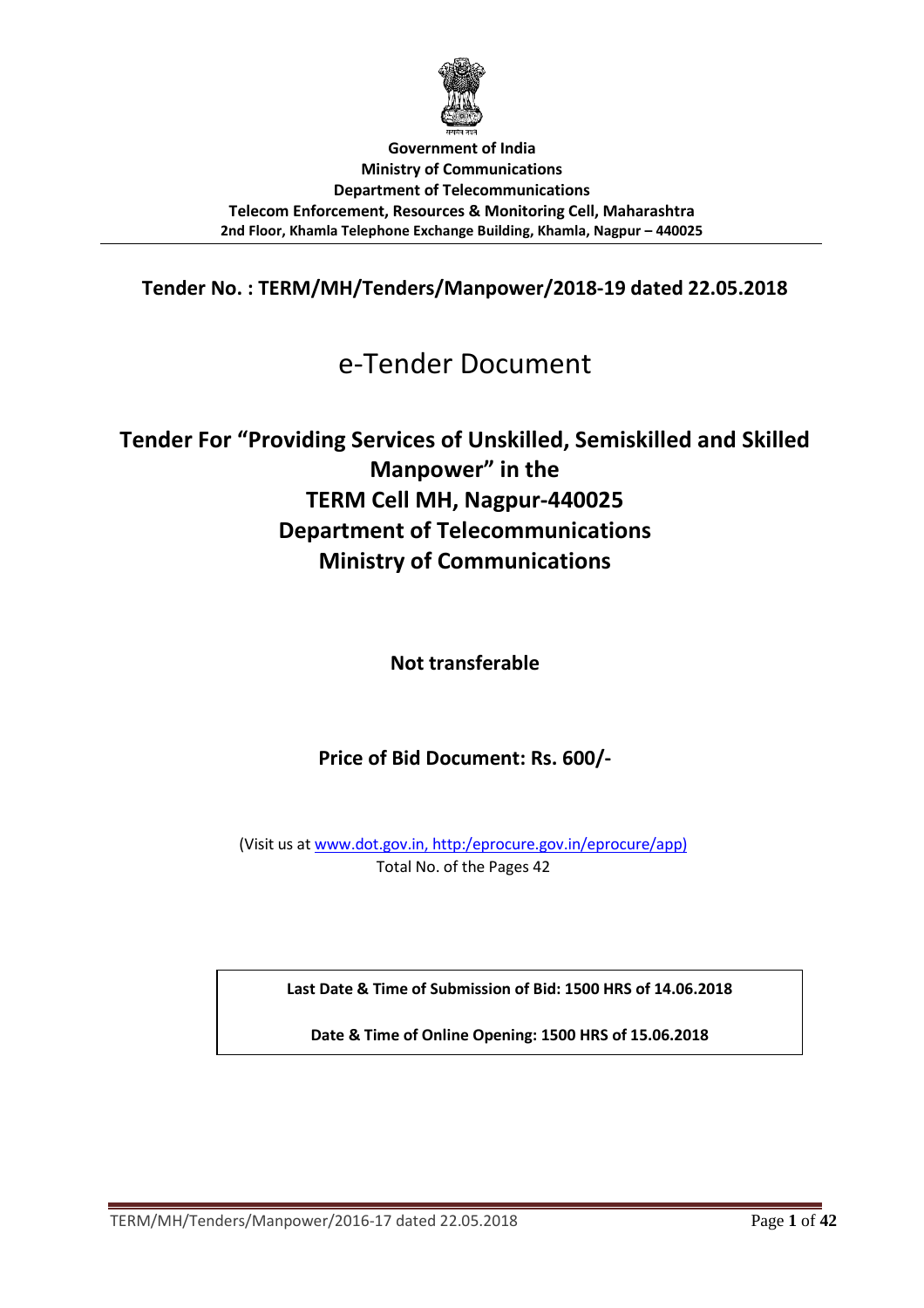**Government of India**
**Ministry of Communications**
**Department of Telecommunications**
**Telecom Enforcement, Resources & Monitoring Cell, Maharashtra**
**2nd Floor, Khamla Telephone Exchange Building, Khamla, Nagpur – 440025**

---

**Tender No. : TERM/MH/Tenders/Manpower/2018-19 dated 22.05.2018**

# e-Tender Document

## Tender For "Providing Services of Unskilled, Semiskilled and Skilled Manpower" in the TERM Cell MH, Nagpur-440025 Department of Telecommunications Ministry of Communications

**Not transferable**

**Price of Bid Document: Rs. 600/-**

(Visit us at www.dot.gov.in, http:/eprocure.gov.in/eprocure/app)
Total No. of the Pages 42

| **Last Date & Time of Submission of Bid: 1500 HRS of 14.06.2018** |
|---|
| **Date & Time of Online Opening: 1500 HRS of 15.06.2018** |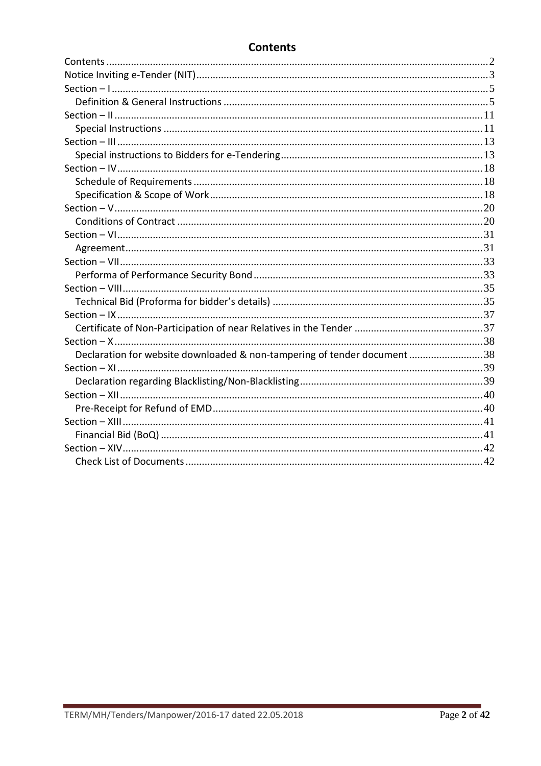# Contents

- Contents ........ 2
- Notice Inviting e-Tender (NIT) ........ 3
- Section – I ........ 5
  - Definition & General Instructions ........ 5
- Section – II ........ 11
  - Special Instructions ........ 11
- Section – III ........ 13
  - Special instructions to Bidders for e-Tendering ........ 13
- Section – IV ........ 18
  - Schedule of Requirements ........ 18
  - Specification & Scope of Work ........ 18
- Section – V ........ 20
  - Conditions of Contract ........ 20
- Section – VI ........ 31
  - Agreement ........ 31
- Section – VII ........ 33
  - Performa of Performance Security Bond ........ 33
- Section – VIII ........ 35
  - Technical Bid (Proforma for bidder's details) ........ 35
- Section – IX ........ 37
  - Certificate of Non-Participation of near Relatives in the Tender ........ 37
- Section – X ........ 38
  - Declaration for website downloaded & non-tampering of tender document ........ 38
- Section – XI ........ 39
  - Declaration regarding Blacklisting/Non-Blacklisting ........ 39
- Section – XII ........ 40
  - Pre-Receipt for Refund of EMD ........ 40
- Section – XIII ........ 41
  - Financial Bid (BoQ) ........ 41
- Section – XIV ........ 42
  - Check List of Documents ........ 42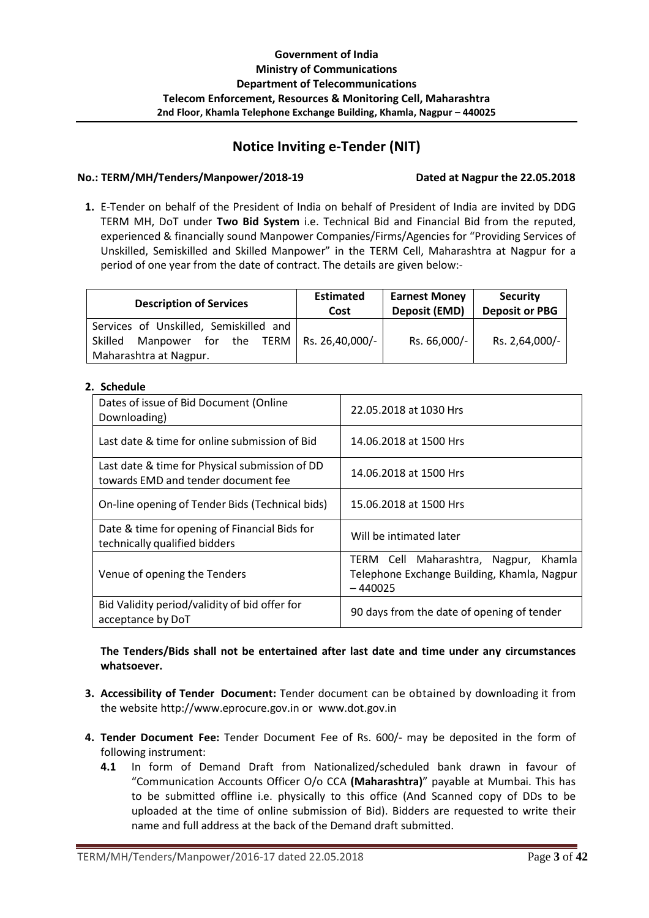**Government of India**
**Ministry of Communications**
**Department of Telecommunications**
**Telecom Enforcement, Resources & Monitoring Cell, Maharashtra**
**2nd Floor, Khamla Telephone Exchange Building, Khamla, Nagpur – 440025**

# Notice Inviting e-Tender (NIT)

**No.: TERM/MH/Tenders/Manpower/2018-19** **Dated at Nagpur the 22.05.2018**

1. E-Tender on behalf of the President of India on behalf of President of India are invited by DDG TERM MH, DoT under **Two Bid System** i.e. Technical Bid and Financial Bid from the reputed, experienced & financially sound Manpower Companies/Firms/Agencies for "Providing Services of Unskilled, Semiskilled and Skilled Manpower" in the TERM Cell, Maharashtra at Nagpur for a period of one year from the date of contract. The details are given below:-

| Description of Services | Estimated Cost | Earnest Money Deposit (EMD) | Security Deposit or PBG |
|---|---|---|---|
| Services of Unskilled, Semiskilled and Skilled Manpower for the TERM Maharashtra at Nagpur. | Rs. 26,40,000/- | Rs. 66,000/- | Rs. 2,64,000/- |

2. **Schedule**

| | |
|---|---|
| Dates of issue of Bid Document (Online Downloading) | 22.05.2018 at 1030 Hrs |
| Last date & time for online submission of Bid | 14.06.2018 at 1500 Hrs |
| Last date & time for Physical submission of DD towards EMD and tender document fee | 14.06.2018 at 1500 Hrs |
| On-line opening of Tender Bids (Technical bids) | 15.06.2018 at 1500 Hrs |
| Date & time for opening of Financial Bids for technically qualified bidders | Will be intimated later |
| Venue of opening the Tenders | TERM Cell Maharashtra, Nagpur, Khamla Telephone Exchange Building, Khamla, Nagpur – 440025 |
| Bid Validity period/validity of bid offer for acceptance by DoT | 90 days from the date of opening of tender |

**The Tenders/Bids shall not be entertained after last date and time under any circumstances whatsoever.**

3. **Accessibility of Tender Document:** Tender document can be obtained by downloading it from the website http://www.eprocure.gov.in or www.dot.gov.in

4. **Tender Document Fee:** Tender Document Fee of Rs. 600/- may be deposited in the form of following instrument:
   - **4.1** In form of Demand Draft from Nationalized/scheduled bank drawn in favour of "Communication Accounts Officer O/o CCA **(Maharashtra)**" payable at Mumbai. This has to be submitted offline i.e. physically to this office (And Scanned copy of DDs to be uploaded at the time of online submission of Bid). Bidders are requested to write their name and full address at the back of the Demand draft submitted.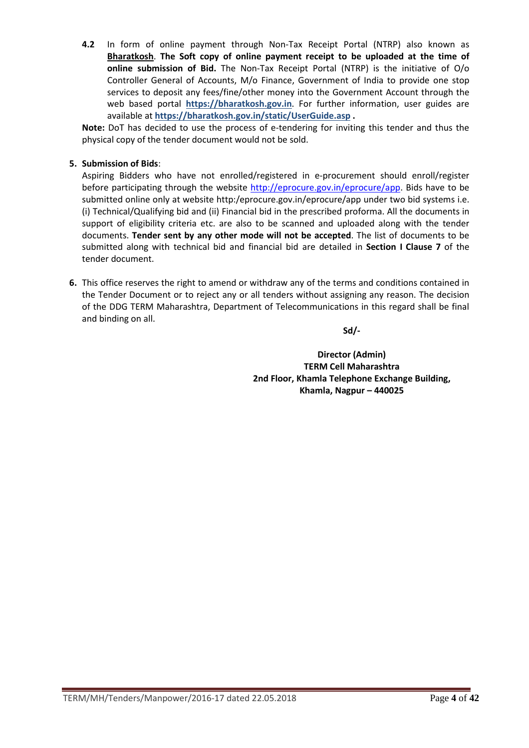**4.2** In form of online payment through Non-Tax Receipt Portal (NTRP) also known as **Bharatkosh**. **The Soft copy of online payment receipt to be uploaded at the time of online submission of Bid.** The Non-Tax Receipt Portal (NTRP) is the initiative of O/o Controller General of Accounts, M/o Finance, Government of India to provide one stop services to deposit any fees/fine/other money into the Government Account through the web based portal **https://bharatkosh.gov.in**. For further information, user guides are available at **https://bharatkosh.gov.in/static/UserGuide.asp .**

**Note:** DoT has decided to use the process of e-tendering for inviting this tender and thus the physical copy of the tender document would not be sold.

**5. Submission of Bids**:

Aspiring Bidders who have not enrolled/registered in e-procurement should enroll/register before participating through the website http://eprocure.gov.in/eprocure/app. Bids have to be submitted online only at website http:/eprocure.gov.in/eprocure/app under two bid systems i.e. (i) Technical/Qualifying bid and (ii) Financial bid in the prescribed proforma. All the documents in support of eligibility criteria etc. are also to be scanned and uploaded along with the tender documents. **Tender sent by any other mode will not be accepted**. The list of documents to be submitted along with technical bid and financial bid are detailed in **Section I Clause 7** of the tender document.

**6.** This office reserves the right to amend or withdraw any of the terms and conditions contained in the Tender Document or to reject any or all tenders without assigning any reason. The decision of the DDG TERM Maharashtra, Department of Telecommunications in this regard shall be final and binding on all.

**Sd/-**

**Director (Admin)**
**TERM Cell Maharashtra**
**2nd Floor, Khamla Telephone Exchange Building,**
**Khamla, Nagpur – 440025**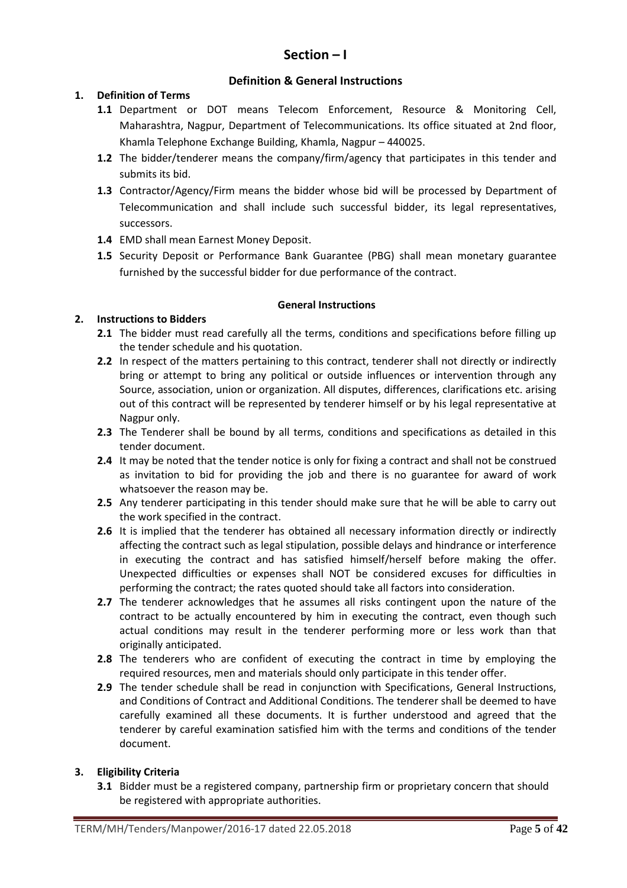# Section – I

## Definition & General Instructions

**1. Definition of Terms**

- **1.1** Department or DOT means Telecom Enforcement, Resource & Monitoring Cell, Maharashtra, Nagpur, Department of Telecommunications. Its office situated at 2nd floor, Khamla Telephone Exchange Building, Khamla, Nagpur – 440025.
- **1.2** The bidder/tenderer means the company/firm/agency that participates in this tender and submits its bid.
- **1.3** Contractor/Agency/Firm means the bidder whose bid will be processed by Department of Telecommunication and shall include such successful bidder, its legal representatives, successors.
- **1.4** EMD shall mean Earnest Money Deposit.
- **1.5** Security Deposit or Performance Bank Guarantee (PBG) shall mean monetary guarantee furnished by the successful bidder for due performance of the contract.

### General Instructions

**2. Instructions to Bidders**

- **2.1** The bidder must read carefully all the terms, conditions and specifications before filling up the tender schedule and his quotation.
- **2.2** In respect of the matters pertaining to this contract, tenderer shall not directly or indirectly bring or attempt to bring any political or outside influences or intervention through any Source, association, union or organization. All disputes, differences, clarifications etc. arising out of this contract will be represented by tenderer himself or by his legal representative at Nagpur only.
- **2.3** The Tenderer shall be bound by all terms, conditions and specifications as detailed in this tender document.
- **2.4** It may be noted that the tender notice is only for fixing a contract and shall not be construed as invitation to bid for providing the job and there is no guarantee for award of work whatsoever the reason may be.
- **2.5** Any tenderer participating in this tender should make sure that he will be able to carry out the work specified in the contract.
- **2.6** It is implied that the tenderer has obtained all necessary information directly or indirectly affecting the contract such as legal stipulation, possible delays and hindrance or interference in executing the contract and has satisfied himself/herself before making the offer. Unexpected difficulties or expenses shall NOT be considered excuses for difficulties in performing the contract; the rates quoted should take all factors into consideration.
- **2.7** The tenderer acknowledges that he assumes all risks contingent upon the nature of the contract to be actually encountered by him in executing the contract, even though such actual conditions may result in the tenderer performing more or less work than that originally anticipated.
- **2.8** The tenderers who are confident of executing the contract in time by employing the required resources, men and materials should only participate in this tender offer.
- **2.9** The tender schedule shall be read in conjunction with Specifications, General Instructions, and Conditions of Contract and Additional Conditions. The tenderer shall be deemed to have carefully examined all these documents. It is further understood and agreed that the tenderer by careful examination satisfied him with the terms and conditions of the tender document.

**3. Eligibility Criteria**

- **3.1** Bidder must be a registered company, partnership firm or proprietary concern that should be registered with appropriate authorities.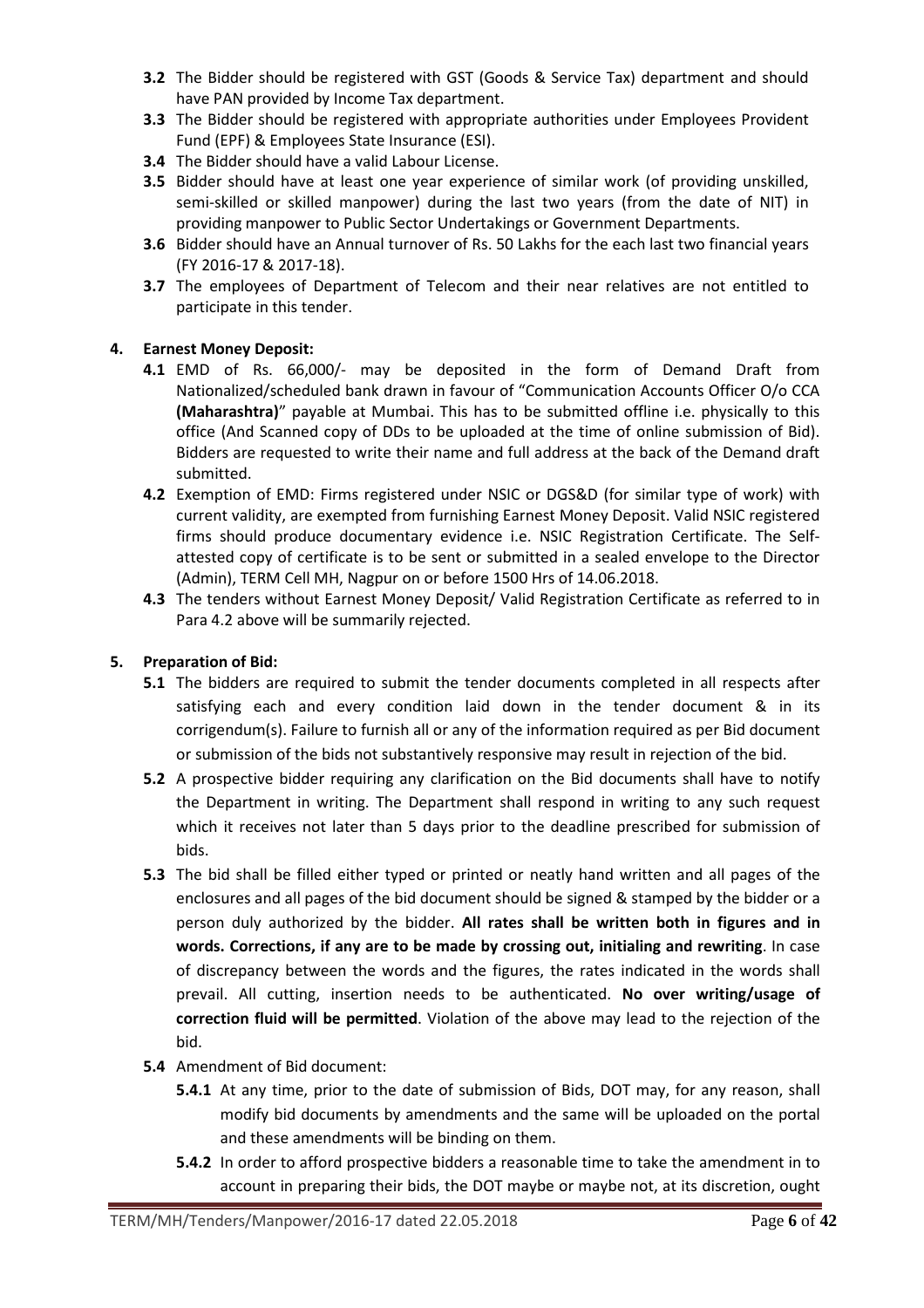- **3.2** The Bidder should be registered with GST (Goods & Service Tax) department and should have PAN provided by Income Tax department.
- **3.3** The Bidder should be registered with appropriate authorities under Employees Provident Fund (EPF) & Employees State Insurance (ESI).
- **3.4** The Bidder should have a valid Labour License.
- **3.5** Bidder should have at least one year experience of similar work (of providing unskilled, semi-skilled or skilled manpower) during the last two years (from the date of NIT) in providing manpower to Public Sector Undertakings or Government Departments.
- **3.6** Bidder should have an Annual turnover of Rs. 50 Lakhs for the each last two financial years (FY 2016-17 & 2017-18).
- **3.7** The employees of Department of Telecom and their near relatives are not entitled to participate in this tender.

**4. Earnest Money Deposit:**

- **4.1** EMD of Rs. 66,000/- may be deposited in the form of Demand Draft from Nationalized/scheduled bank drawn in favour of "Communication Accounts Officer O/o CCA **(Maharashtra)**" payable at Mumbai. This has to be submitted offline i.e. physically to this office (And Scanned copy of DDs to be uploaded at the time of online submission of Bid). Bidders are requested to write their name and full address at the back of the Demand draft submitted.
- **4.2** Exemption of EMD: Firms registered under NSIC or DGS&D (for similar type of work) with current validity, are exempted from furnishing Earnest Money Deposit. Valid NSIC registered firms should produce documentary evidence i.e. NSIC Registration Certificate. The Self-attested copy of certificate is to be sent or submitted in a sealed envelope to the Director (Admin), TERM Cell MH, Nagpur on or before 1500 Hrs of 14.06.2018.
- **4.3** The tenders without Earnest Money Deposit/ Valid Registration Certificate as referred to in Para 4.2 above will be summarily rejected.

**5. Preparation of Bid:**

- **5.1** The bidders are required to submit the tender documents completed in all respects after satisfying each and every condition laid down in the tender document & in its corrigendum(s). Failure to furnish all or any of the information required as per Bid document or submission of the bids not substantively responsive may result in rejection of the bid.
- **5.2** A prospective bidder requiring any clarification on the Bid documents shall have to notify the Department in writing. The Department shall respond in writing to any such request which it receives not later than 5 days prior to the deadline prescribed for submission of bids.
- **5.3** The bid shall be filled either typed or printed or neatly hand written and all pages of the enclosures and all pages of the bid document should be signed & stamped by the bidder or a person duly authorized by the bidder. **All rates shall be written both in figures and in words. Corrections, if any are to be made by crossing out, initialing and rewriting**. In case of discrepancy between the words and the figures, the rates indicated in the words shall prevail. All cutting, insertion needs to be authenticated. **No over writing/usage of correction fluid will be permitted**. Violation of the above may lead to the rejection of the bid.
- **5.4** Amendment of Bid document:
  - **5.4.1** At any time, prior to the date of submission of Bids, DOT may, for any reason, shall modify bid documents by amendments and the same will be uploaded on the portal and these amendments will be binding on them.
  - **5.4.2** In order to afford prospective bidders a reasonable time to take the amendment in to account in preparing their bids, the DOT maybe or maybe not, at its discretion, ought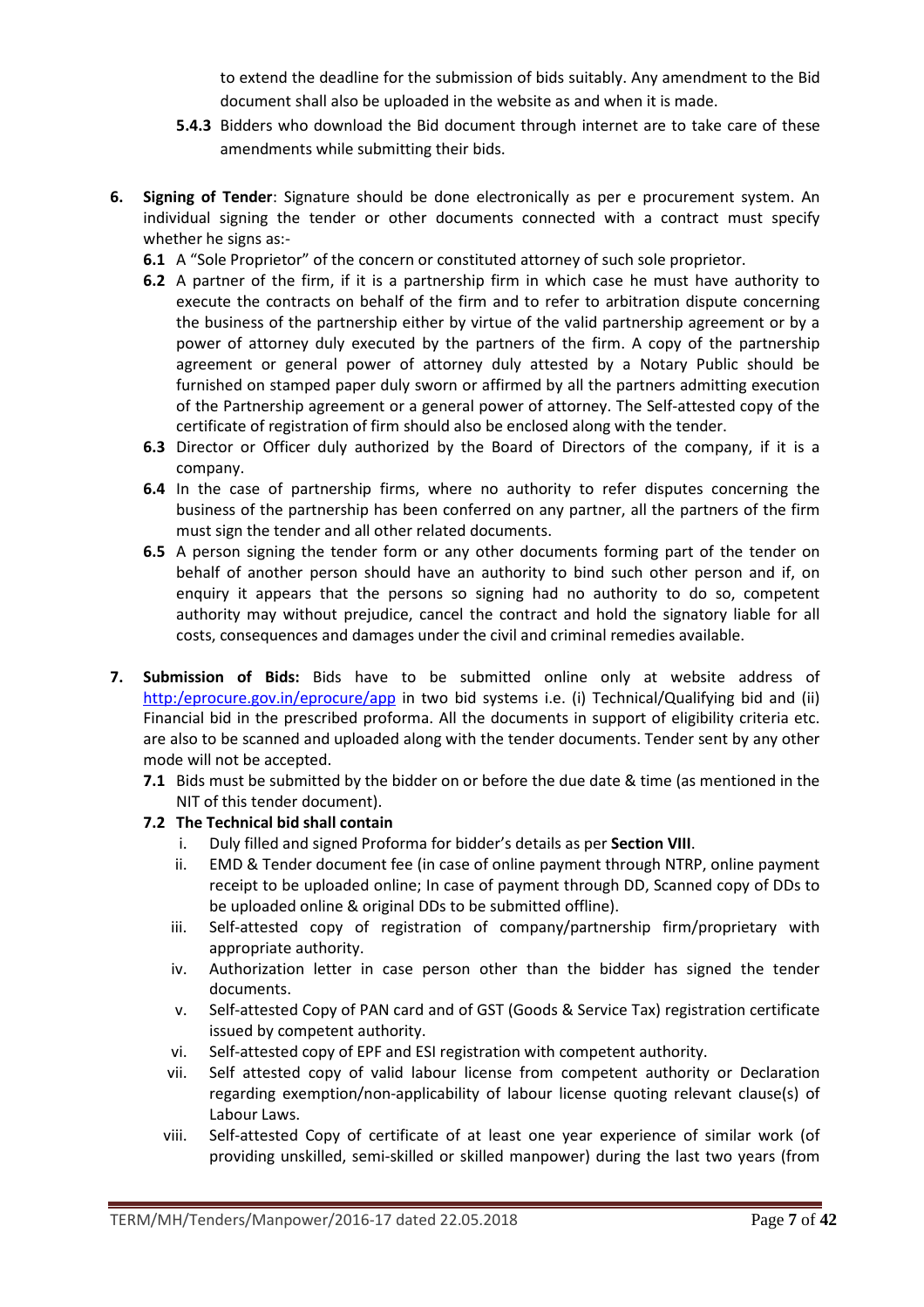to extend the deadline for the submission of bids suitably. Any amendment to the Bid document shall also be uploaded in the website as and when it is made.

**5.4.3** Bidders who download the Bid document through internet are to take care of these amendments while submitting their bids.

**6. Signing of Tender**: Signature should be done electronically as per e procurement system. An individual signing the tender or other documents connected with a contract must specify whether he signs as:-

**6.1** A "Sole Proprietor" of the concern or constituted attorney of such sole proprietor.

**6.2** A partner of the firm, if it is a partnership firm in which case he must have authority to execute the contracts on behalf of the firm and to refer to arbitration dispute concerning the business of the partnership either by virtue of the valid partnership agreement or by a power of attorney duly executed by the partners of the firm. A copy of the partnership agreement or general power of attorney duly attested by a Notary Public should be furnished on stamped paper duly sworn or affirmed by all the partners admitting execution of the Partnership agreement or a general power of attorney. The Self-attested copy of the certificate of registration of firm should also be enclosed along with the tender.

**6.3** Director or Officer duly authorized by the Board of Directors of the company, if it is a company.

**6.4** In the case of partnership firms, where no authority to refer disputes concerning the business of the partnership has been conferred on any partner, all the partners of the firm must sign the tender and all other related documents.

**6.5** A person signing the tender form or any other documents forming part of the tender on behalf of another person should have an authority to bind such other person and if, on enquiry it appears that the persons so signing had no authority to do so, competent authority may without prejudice, cancel the contract and hold the signatory liable for all costs, consequences and damages under the civil and criminal remedies available.

**7. Submission of Bids:** Bids have to be submitted online only at website address of http:/eprocure.gov.in/eprocure/app in two bid systems i.e. (i) Technical/Qualifying bid and (ii) Financial bid in the prescribed proforma. All the documents in support of eligibility criteria etc. are also to be scanned and uploaded along with the tender documents. Tender sent by any other mode will not be accepted.

**7.1** Bids must be submitted by the bidder on or before the due date & time (as mentioned in the NIT of this tender document).

**7.2 The Technical bid shall contain**

i. Duly filled and signed Proforma for bidder's details as per **Section VIII**.
ii. EMD & Tender document fee (in case of online payment through NTRP, online payment receipt to be uploaded online; In case of payment through DD, Scanned copy of DDs to be uploaded online & original DDs to be submitted offline).
iii. Self-attested copy of registration of company/partnership firm/proprietary with appropriate authority.
iv. Authorization letter in case person other than the bidder has signed the tender documents.
v. Self-attested Copy of PAN card and of GST (Goods & Service Tax) registration certificate issued by competent authority.
vi. Self-attested copy of EPF and ESI registration with competent authority.
vii. Self attested copy of valid labour license from competent authority or Declaration regarding exemption/non-applicability of labour license quoting relevant clause(s) of Labour Laws.
viii. Self-attested Copy of certificate of at least one year experience of similar work (of providing unskilled, semi-skilled or skilled manpower) during the last two years (from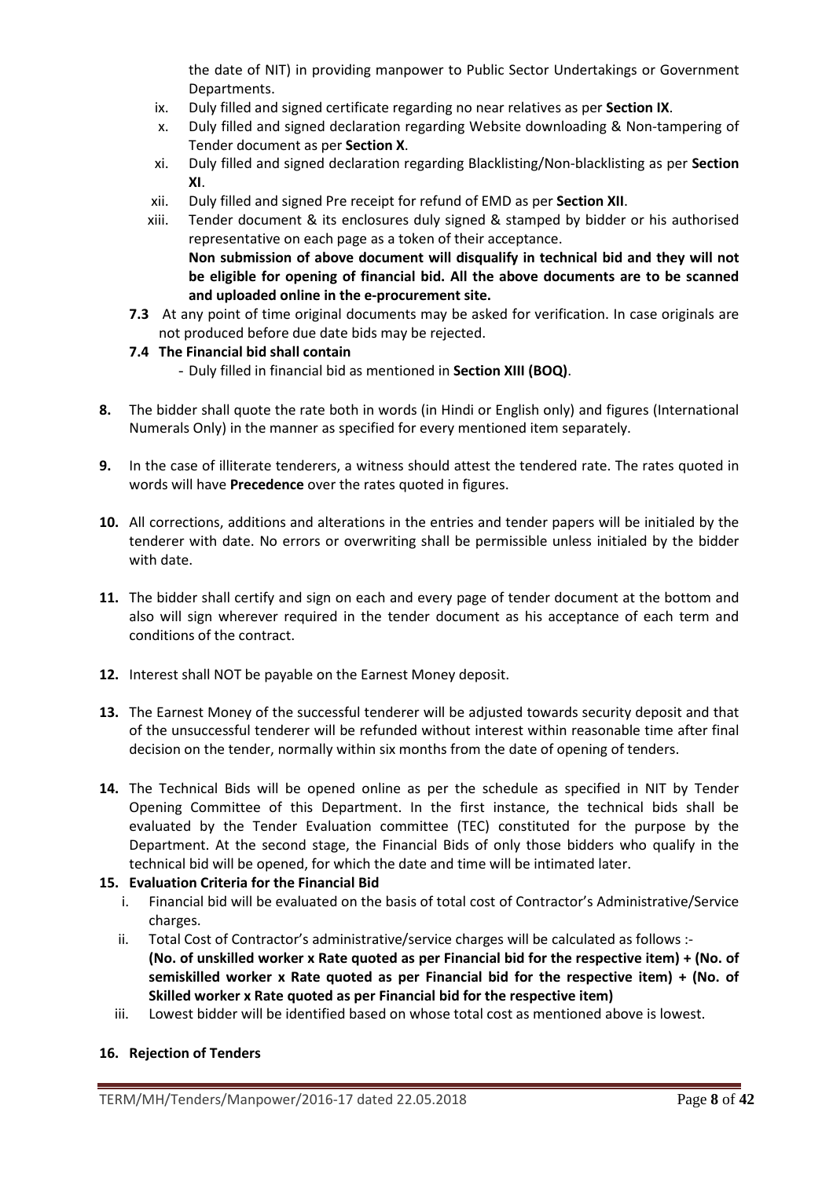the date of NIT) in providing manpower to Public Sector Undertakings or Government Departments.

ix. Duly filled and signed certificate regarding no near relatives as per **Section IX**.

x. Duly filled and signed declaration regarding Website downloading & Non-tampering of Tender document as per **Section X**.

xi. Duly filled and signed declaration regarding Blacklisting/Non-blacklisting as per **Section XI**.

xii. Duly filled and signed Pre receipt for refund of EMD as per **Section XII**.

xiii. Tender document & its enclosures duly signed & stamped by bidder or his authorised representative on each page as a token of their acceptance.
**Non submission of above document will disqualify in technical bid and they will not be eligible for opening of financial bid. All the above documents are to be scanned and uploaded online in the e-procurement site.**

**7.3** At any point of time original documents may be asked for verification. In case originals are not produced before due date bids may be rejected.

**7.4 The Financial bid shall contain**

- Duly filled in financial bid as mentioned in **Section XIII (BOQ)**.

**8.** The bidder shall quote the rate both in words (in Hindi or English only) and figures (International Numerals Only) in the manner as specified for every mentioned item separately.

**9.** In the case of illiterate tenderers, a witness should attest the tendered rate. The rates quoted in words will have **Precedence** over the rates quoted in figures.

**10.** All corrections, additions and alterations in the entries and tender papers will be initialed by the tenderer with date. No errors or overwriting shall be permissible unless initialed by the bidder with date.

**11.** The bidder shall certify and sign on each and every page of tender document at the bottom and also will sign wherever required in the tender document as his acceptance of each term and conditions of the contract.

**12.** Interest shall NOT be payable on the Earnest Money deposit.

**13.** The Earnest Money of the successful tenderer will be adjusted towards security deposit and that of the unsuccessful tenderer will be refunded without interest within reasonable time after final decision on the tender, normally within six months from the date of opening of tenders.

**14.** The Technical Bids will be opened online as per the schedule as specified in NIT by Tender Opening Committee of this Department. In the first instance, the technical bids shall be evaluated by the Tender Evaluation committee (TEC) constituted for the purpose by the Department. At the second stage, the Financial Bids of only those bidders who qualify in the technical bid will be opened, for which the date and time will be intimated later.

**15. Evaluation Criteria for the Financial Bid**

i. Financial bid will be evaluated on the basis of total cost of Contractor's Administrative/Service charges.

ii. Total Cost of Contractor's administrative/service charges will be calculated as follows :-
**(No. of unskilled worker x Rate quoted as per Financial bid for the respective item) + (No. of semiskilled worker x Rate quoted as per Financial bid for the respective item) + (No. of Skilled worker x Rate quoted as per Financial bid for the respective item)**

iii. Lowest bidder will be identified based on whose total cost as mentioned above is lowest.

**16. Rejection of Tenders**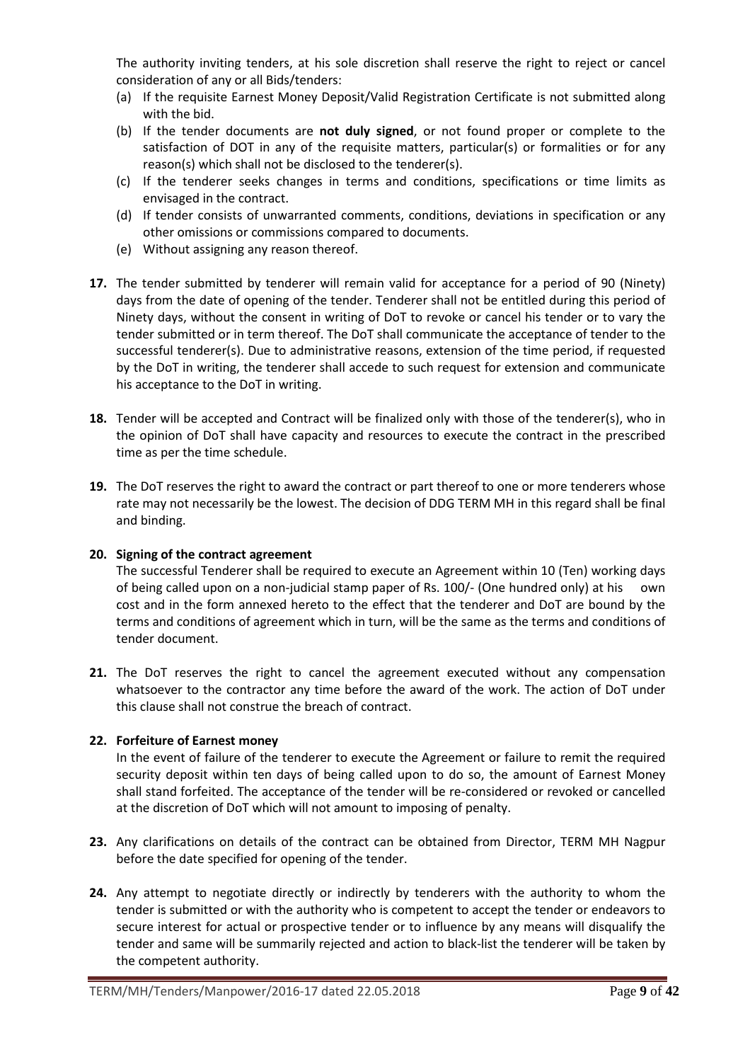The authority inviting tenders, at his sole discretion shall reserve the right to reject or cancel consideration of any or all Bids/tenders:

(a) If the requisite Earnest Money Deposit/Valid Registration Certificate is not submitted along with the bid.
(b) If the tender documents are **not duly signed**, or not found proper or complete to the satisfaction of DOT in any of the requisite matters, particular(s) or formalities or for any reason(s) which shall not be disclosed to the tenderer(s).
(c) If the tenderer seeks changes in terms and conditions, specifications or time limits as envisaged in the contract.
(d) If tender consists of unwarranted comments, conditions, deviations in specification or any other omissions or commissions compared to documents.
(e) Without assigning any reason thereof.

**17.** The tender submitted by tenderer will remain valid for acceptance for a period of 90 (Ninety) days from the date of opening of the tender. Tenderer shall not be entitled during this period of Ninety days, without the consent in writing of DoT to revoke or cancel his tender or to vary the tender submitted or in term thereof. The DoT shall communicate the acceptance of tender to the successful tenderer(s). Due to administrative reasons, extension of the time period, if requested by the DoT in writing, the tenderer shall accede to such request for extension and communicate his acceptance to the DoT in writing.

**18.** Tender will be accepted and Contract will be finalized only with those of the tenderer(s), who in the opinion of DoT shall have capacity and resources to execute the contract in the prescribed time as per the time schedule.

**19.** The DoT reserves the right to award the contract or part thereof to one or more tenderers whose rate may not necessarily be the lowest. The decision of DDG TERM MH in this regard shall be final and binding.

**20. Signing of the contract agreement**

The successful Tenderer shall be required to execute an Agreement within 10 (Ten) working days of being called upon on a non-judicial stamp paper of Rs. 100/- (One hundred only) at his own cost and in the form annexed hereto to the effect that the tenderer and DoT are bound by the terms and conditions of agreement which in turn, will be the same as the terms and conditions of tender document.

**21.** The DoT reserves the right to cancel the agreement executed without any compensation whatsoever to the contractor any time before the award of the work. The action of DoT under this clause shall not construe the breach of contract.

**22. Forfeiture of Earnest money**

In the event of failure of the tenderer to execute the Agreement or failure to remit the required security deposit within ten days of being called upon to do so, the amount of Earnest Money shall stand forfeited. The acceptance of the tender will be re-considered or revoked or cancelled at the discretion of DoT which will not amount to imposing of penalty.

**23.** Any clarifications on details of the contract can be obtained from Director, TERM MH Nagpur before the date specified for opening of the tender.

**24.** Any attempt to negotiate directly or indirectly by tenderers with the authority to whom the tender is submitted or with the authority who is competent to accept the tender or endeavors to secure interest for actual or prospective tender or to influence by any means will disqualify the tender and same will be summarily rejected and action to black-list the tenderer will be taken by the competent authority.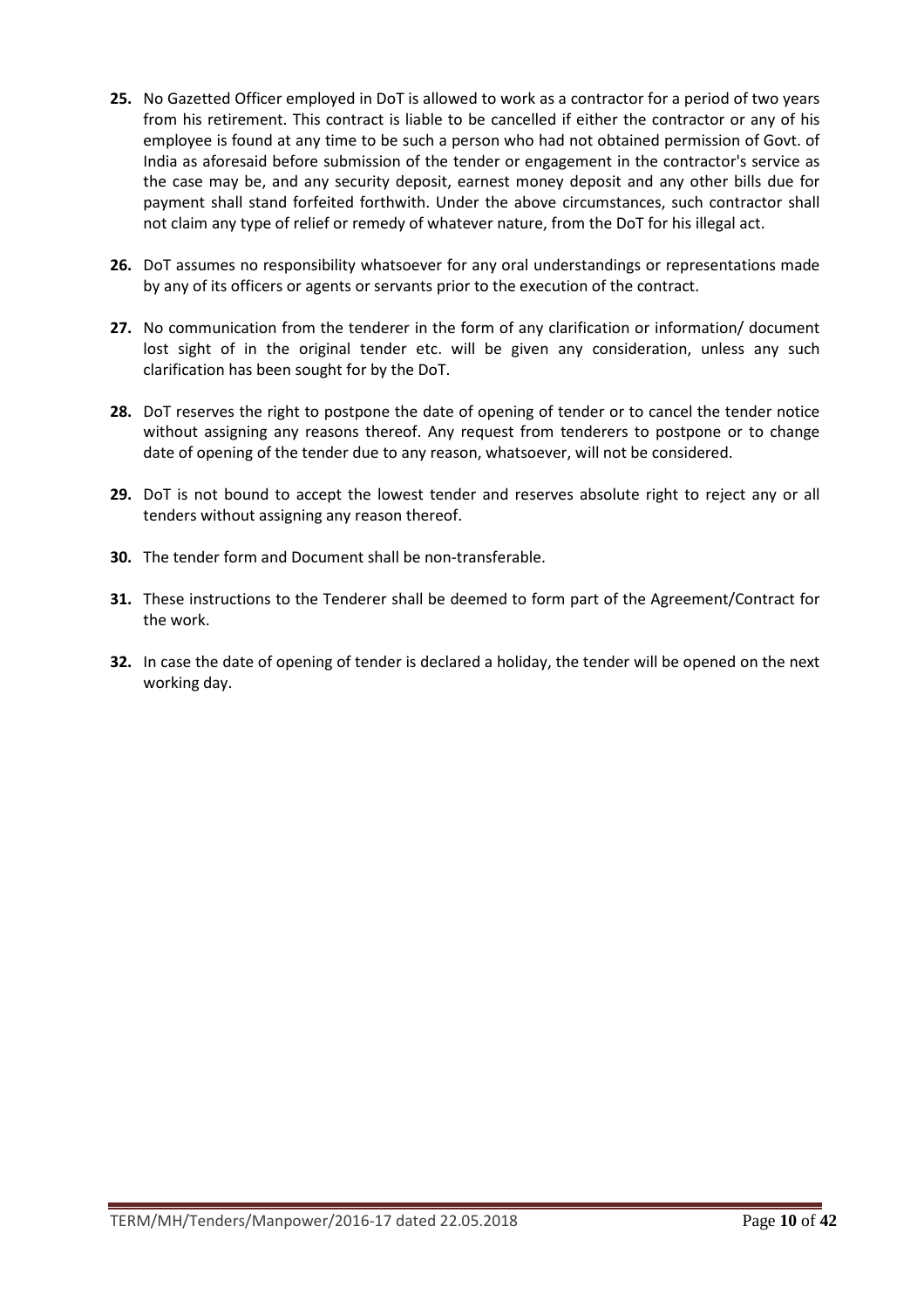**25.** No Gazetted Officer employed in DoT is allowed to work as a contractor for a period of two years from his retirement. This contract is liable to be cancelled if either the contractor or any of his employee is found at any time to be such a person who had not obtained permission of Govt. of India as aforesaid before submission of the tender or engagement in the contractor's service as the case may be, and any security deposit, earnest money deposit and any other bills due for payment shall stand forfeited forthwith. Under the above circumstances, such contractor shall not claim any type of relief or remedy of whatever nature, from the DoT for his illegal act.

**26.** DoT assumes no responsibility whatsoever for any oral understandings or representations made by any of its officers or agents or servants prior to the execution of the contract.

**27.** No communication from the tenderer in the form of any clarification or information/ document lost sight of in the original tender etc. will be given any consideration, unless any such clarification has been sought for by the DoT.

**28.** DoT reserves the right to postpone the date of opening of tender or to cancel the tender notice without assigning any reasons thereof. Any request from tenderers to postpone or to change date of opening of the tender due to any reason, whatsoever, will not be considered.

**29.** DoT is not bound to accept the lowest tender and reserves absolute right to reject any or all tenders without assigning any reason thereof.

**30.** The tender form and Document shall be non-transferable.

**31.** These instructions to the Tenderer shall be deemed to form part of the Agreement/Contract for the work.

**32.** In case the date of opening of tender is declared a holiday, the tender will be opened on the next working day.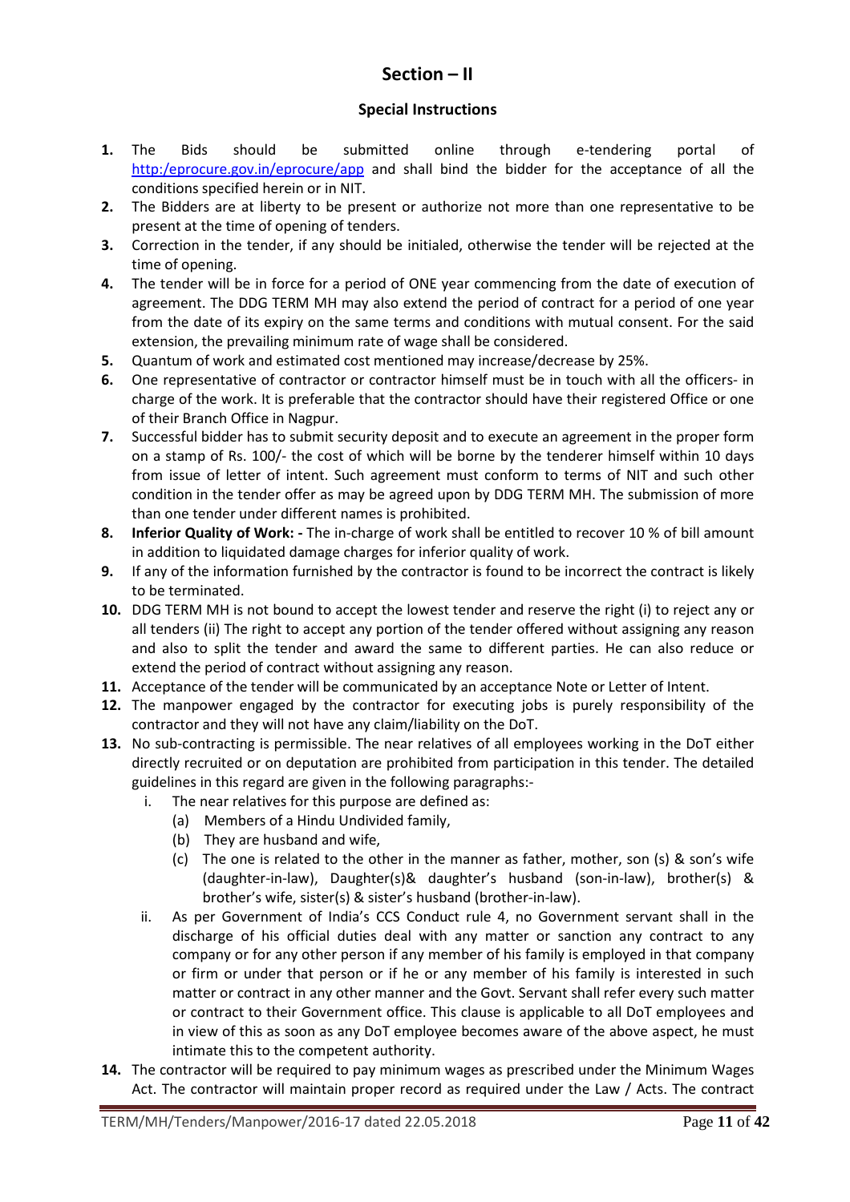# Section – II

## Special Instructions

1. The Bids should be submitted online through e-tendering portal of http:/eprocure.gov.in/eprocure/app and shall bind the bidder for the acceptance of all the conditions specified herein or in NIT.
2. The Bidders are at liberty to be present or authorize not more than one representative to be present at the time of opening of tenders.
3. Correction in the tender, if any should be initialed, otherwise the tender will be rejected at the time of opening.
4. The tender will be in force for a period of ONE year commencing from the date of execution of agreement. The DDG TERM MH may also extend the period of contract for a period of one year from the date of its expiry on the same terms and conditions with mutual consent. For the said extension, the prevailing minimum rate of wage shall be considered.
5. Quantum of work and estimated cost mentioned may increase/decrease by 25%.
6. One representative of contractor or contractor himself must be in touch with all the officers- in charge of the work. It is preferable that the contractor should have their registered Office or one of their Branch Office in Nagpur.
7. Successful bidder has to submit security deposit and to execute an agreement in the proper form on a stamp of Rs. 100/- the cost of which will be borne by the tenderer himself within 10 days from issue of letter of intent. Such agreement must conform to terms of NIT and such other condition in the tender offer as may be agreed upon by DDG TERM MH. The submission of more than one tender under different names is prohibited.
8. **Inferior Quality of Work: -** The in-charge of work shall be entitled to recover 10 % of bill amount in addition to liquidated damage charges for inferior quality of work.
9. If any of the information furnished by the contractor is found to be incorrect the contract is likely to be terminated.
10. DDG TERM MH is not bound to accept the lowest tender and reserve the right (i) to reject any or all tenders (ii) The right to accept any portion of the tender offered without assigning any reason and also to split the tender and award the same to different parties. He can also reduce or extend the period of contract without assigning any reason.
11. Acceptance of the tender will be communicated by an acceptance Note or Letter of Intent.
12. The manpower engaged by the contractor for executing jobs is purely responsibility of the contractor and they will not have any claim/liability on the DoT.
13. No sub-contracting is permissible. The near relatives of all employees working in the DoT either directly recruited or on deputation are prohibited from participation in this tender. The detailed guidelines in this regard are given in the following paragraphs:-
    i. The near relatives for this purpose are defined as:
        (a) Members of a Hindu Undivided family,
        (b) They are husband and wife,
        (c) The one is related to the other in the manner as father, mother, son (s) & son's wife (daughter-in-law), Daughter(s)& daughter's husband (son-in-law), brother(s) & brother's wife, sister(s) & sister's husband (brother-in-law).
    ii. As per Government of India's CCS Conduct rule 4, no Government servant shall in the discharge of his official duties deal with any matter or sanction any contract to any company or for any other person if any member of his family is employed in that company or firm or under that person or if he or any member of his family is interested in such matter or contract in any other manner and the Govt. Servant shall refer every such matter or contract to their Government office. This clause is applicable to all DoT employees and in view of this as soon as any DoT employee becomes aware of the above aspect, he must intimate this to the competent authority.
14. The contractor will be required to pay minimum wages as prescribed under the Minimum Wages Act. The contractor will maintain proper record as required under the Law / Acts. The contract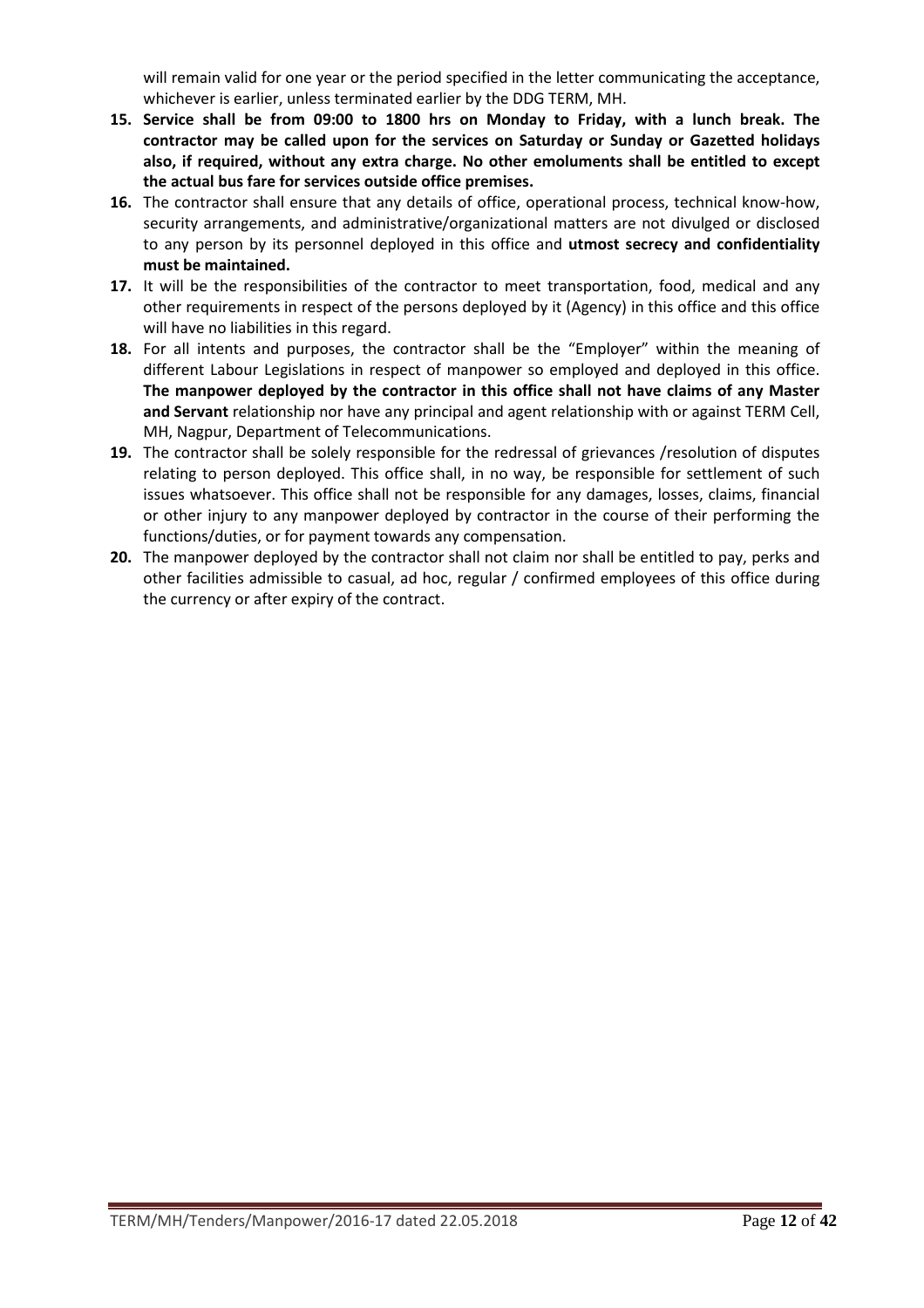will remain valid for one year or the period specified in the letter communicating the acceptance, whichever is earlier, unless terminated earlier by the DDG TERM, MH.

15. **Service shall be from 09:00 to 1800 hrs on Monday to Friday, with a lunch break. The contractor may be called upon for the services on Saturday or Sunday or Gazetted holidays also, if required, without any extra charge. No other emoluments shall be entitled to except the actual bus fare for services outside office premises.**
16. The contractor shall ensure that any details of office, operational process, technical know-how, security arrangements, and administrative/organizational matters are not divulged or disclosed to any person by its personnel deployed in this office and **utmost secrecy and confidentiality must be maintained.**
17. It will be the responsibilities of the contractor to meet transportation, food, medical and any other requirements in respect of the persons deployed by it (Agency) in this office and this office will have no liabilities in this regard.
18. For all intents and purposes, the contractor shall be the "Employer" within the meaning of different Labour Legislations in respect of manpower so employed and deployed in this office. **The manpower deployed by the contractor in this office shall not have claims of any Master and Servant** relationship nor have any principal and agent relationship with or against TERM Cell, MH, Nagpur, Department of Telecommunications.
19. The contractor shall be solely responsible for the redressal of grievances /resolution of disputes relating to person deployed. This office shall, in no way, be responsible for settlement of such issues whatsoever. This office shall not be responsible for any damages, losses, claims, financial or other injury to any manpower deployed by contractor in the course of their performing the functions/duties, or for payment towards any compensation.
20. The manpower deployed by the contractor shall not claim nor shall be entitled to pay, perks and other facilities admissible to casual, ad hoc, regular / confirmed employees of this office during the currency or after expiry of the contract.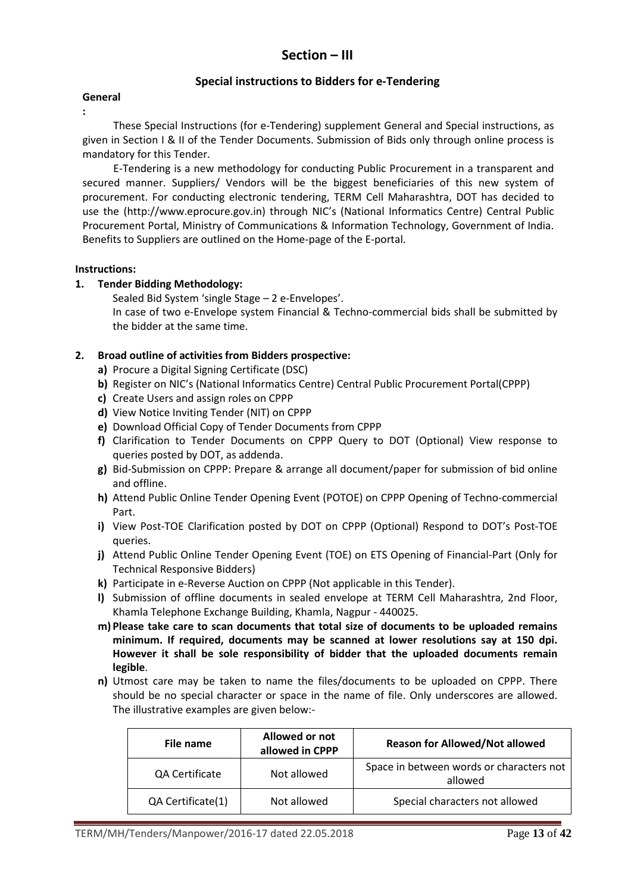# Section – III

## Special instructions to Bidders for e-Tendering

**General**

**:**

These Special Instructions (for e-Tendering) supplement General and Special instructions, as given in Section I & II of the Tender Documents. Submission of Bids only through online process is mandatory for this Tender.

E-Tendering is a new methodology for conducting Public Procurement in a transparent and secured manner. Suppliers/ Vendors will be the biggest beneficiaries of this new system of procurement. For conducting electronic tendering, TERM Cell Maharashtra, DOT has decided to use the (http://www.eprocure.gov.in) through NIC's (National Informatics Centre) Central Public Procurement Portal, Ministry of Communications & Information Technology, Government of India. Benefits to Suppliers are outlined on the Home-page of the E-portal.

**Instructions:**

1. **Tender Bidding Methodology:**

   Sealed Bid System 'single Stage – 2 e-Envelopes'.

   In case of two e-Envelope system Financial & Techno-commercial bids shall be submitted by the bidder at the same time.

2. **Broad outline of activities from Bidders prospective:**

   **a)** Procure a Digital Signing Certificate (DSC)

   **b)** Register on NIC's (National Informatics Centre) Central Public Procurement Portal(CPPP)

   **c)** Create Users and assign roles on CPPP

   **d)** View Notice Inviting Tender (NIT) on CPPP

   **e)** Download Official Copy of Tender Documents from CPPP

   **f)** Clarification to Tender Documents on CPPP Query to DOT (Optional) View response to queries posted by DOT, as addenda.

   **g)** Bid-Submission on CPPP: Prepare & arrange all document/paper for submission of bid online and offline.

   **h)** Attend Public Online Tender Opening Event (POTOE) on CPPP Opening of Techno-commercial Part.

   **i)** View Post-TOE Clarification posted by DOT on CPPP (Optional) Respond to DOT's Post-TOE queries.

   **j)** Attend Public Online Tender Opening Event (TOE) on ETS Opening of Financial-Part (Only for Technical Responsive Bidders)

   **k)** Participate in e-Reverse Auction on CPPP (Not applicable in this Tender).

   **l)** Submission of offline documents in sealed envelope at TERM Cell Maharashtra, 2nd Floor, Khamla Telephone Exchange Building, Khamla, Nagpur - 440025.

   **m) Please take care to scan documents that total size of documents to be uploaded remains minimum. If required, documents may be scanned at lower resolutions say at 150 dpi. However it shall be sole responsibility of bidder that the uploaded documents remain legible**.

   **n)** Utmost care may be taken to name the files/documents to be uploaded on CPPP. There should be no special character or space in the name of file. Only underscores are allowed. The illustrative examples are given below:-

| File name | Allowed or not allowed in CPPP | Reason for Allowed/Not allowed |
|---|---|---|
| QA Certificate | Not allowed | Space in between words or characters not allowed |
| QA Certificate(1) | Not allowed | Special characters not allowed |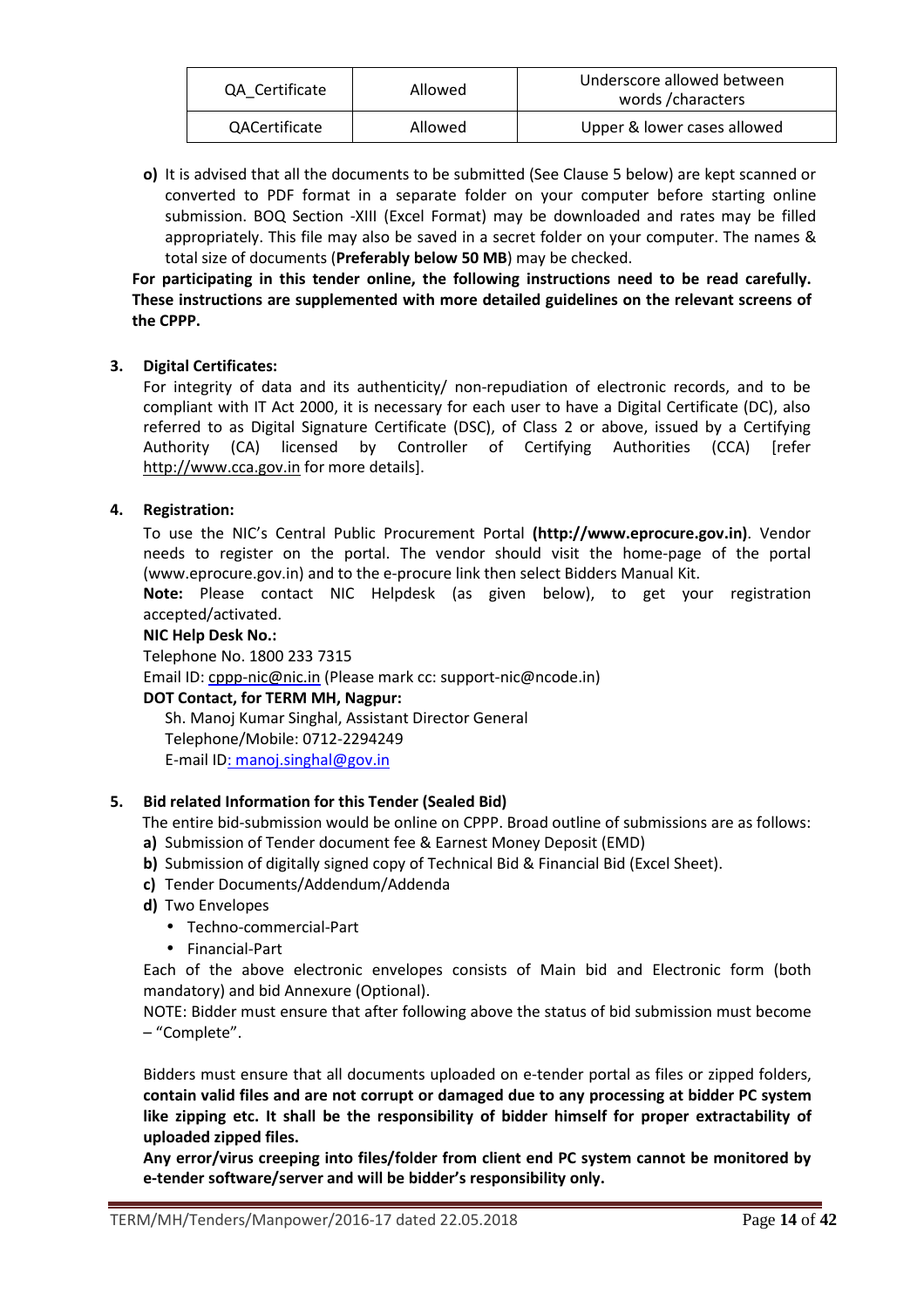| QA_Certificate | Allowed | Underscore allowed between words /characters |
|---|---|---|
| QACertificate | Allowed | Upper & lower cases allowed |

**o)** It is advised that all the documents to be submitted (See Clause 5 below) are kept scanned or converted to PDF format in a separate folder on your computer before starting online submission. BOQ Section -XIII (Excel Format) may be downloaded and rates may be filled appropriately. This file may also be saved in a secret folder on your computer. The names & total size of documents (**Preferably below 50 MB**) may be checked.

**For participating in this tender online, the following instructions need to be read carefully. These instructions are supplemented with more detailed guidelines on the relevant screens of the CPPP.**

**3. Digital Certificates:**

For integrity of data and its authenticity/ non-repudiation of electronic records, and to be compliant with IT Act 2000, it is necessary for each user to have a Digital Certificate (DC), also referred to as Digital Signature Certificate (DSC), of Class 2 or above, issued by a Certifying Authority (CA) licensed by Controller of Certifying Authorities (CCA) [refer http://www.cca.gov.in for more details].

**4. Registration:**

To use the NIC's Central Public Procurement Portal **(http://www.eprocure.gov.in)**. Vendor needs to register on the portal. The vendor should visit the home-page of the portal (www.eprocure.gov.in) and to the e-procure link then select Bidders Manual Kit.

**Note:** Please contact NIC Helpdesk (as given below), to get your registration accepted/activated.

**NIC Help Desk No.:**

Telephone No. 1800 233 7315

Email ID: cppp-nic@nic.in (Please mark cc: support-nic@ncode.in)

**DOT Contact, for TERM MH, Nagpur:**

Sh. Manoj Kumar Singhal, Assistant Director General
Telephone/Mobile: 0712-2294249
E-mail ID: manoj.singhal@gov.in

**5. Bid related Information for this Tender (Sealed Bid)**

The entire bid-submission would be online on CPPP. Broad outline of submissions are as follows:

**a)** Submission of Tender document fee & Earnest Money Deposit (EMD)
**b)** Submission of digitally signed copy of Technical Bid & Financial Bid (Excel Sheet).
**c)** Tender Documents/Addendum/Addenda
**d)** Two Envelopes
- Techno-commercial-Part
- Financial-Part

Each of the above electronic envelopes consists of Main bid and Electronic form (both mandatory) and bid Annexure (Optional).

NOTE: Bidder must ensure that after following above the status of bid submission must become – "Complete".

Bidders must ensure that all documents uploaded on e-tender portal as files or zipped folders, **contain valid files and are not corrupt or damaged due to any processing at bidder PC system like zipping etc. It shall be the responsibility of bidder himself for proper extractability of uploaded zipped files.**

**Any error/virus creeping into files/folder from client end PC system cannot be monitored by e-tender software/server and will be bidder's responsibility only.**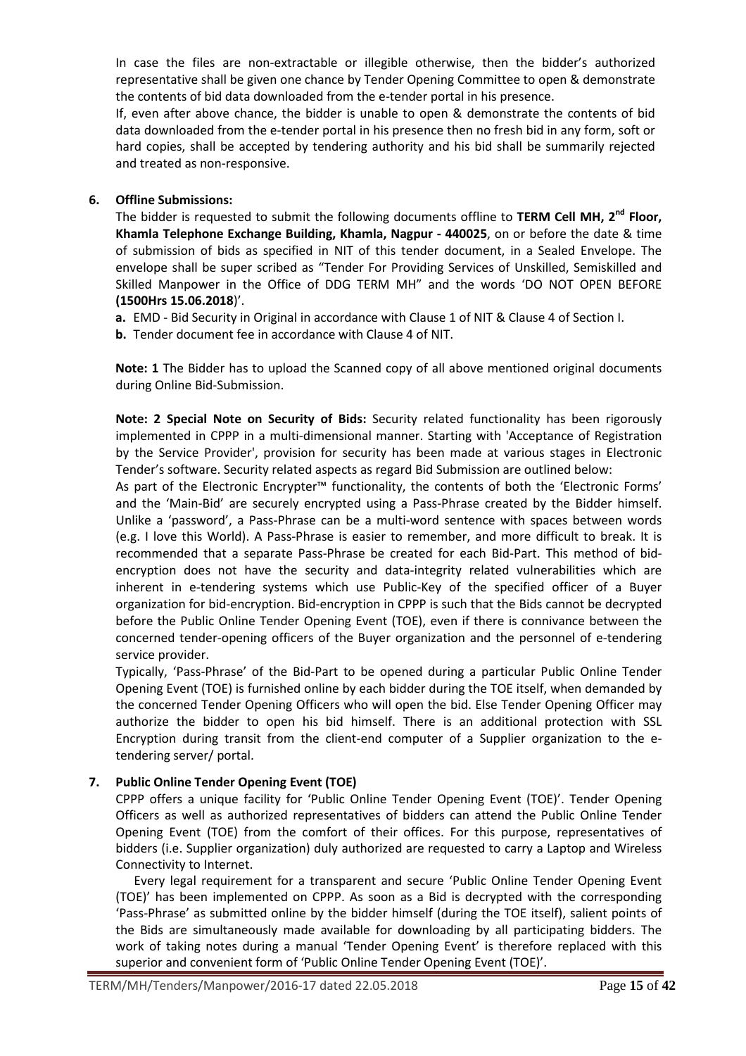In case the files are non-extractable or illegible otherwise, then the bidder's authorized representative shall be given one chance by Tender Opening Committee to open & demonstrate the contents of bid data downloaded from the e-tender portal in his presence.

If, even after above chance, the bidder is unable to open & demonstrate the contents of bid data downloaded from the e-tender portal in his presence then no fresh bid in any form, soft or hard copies, shall be accepted by tendering authority and his bid shall be summarily rejected and treated as non-responsive.

**6. Offline Submissions:**

The bidder is requested to submit the following documents offline to **TERM Cell MH, 2nd Floor, Khamla Telephone Exchange Building, Khamla, Nagpur - 440025**, on or before the date & time of submission of bids as specified in NIT of this tender document, in a Sealed Envelope. The envelope shall be super scribed as "Tender For Providing Services of Unskilled, Semiskilled and Skilled Manpower in the Office of DDG TERM MH" and the words 'DO NOT OPEN BEFORE **(1500Hrs 15.06.2018**)'.

**a.** EMD - Bid Security in Original in accordance with Clause 1 of NIT & Clause 4 of Section I.

**b.** Tender document fee in accordance with Clause 4 of NIT.

**Note: 1** The Bidder has to upload the Scanned copy of all above mentioned original documents during Online Bid-Submission.

**Note: 2 Special Note on Security of Bids:** Security related functionality has been rigorously implemented in CPPP in a multi-dimensional manner. Starting with 'Acceptance of Registration by the Service Provider', provision for security has been made at various stages in Electronic Tender's software. Security related aspects as regard Bid Submission are outlined below:

As part of the Electronic Encrypter™ functionality, the contents of both the 'Electronic Forms' and the 'Main-Bid' are securely encrypted using a Pass-Phrase created by the Bidder himself. Unlike a 'password', a Pass-Phrase can be a multi-word sentence with spaces between words (e.g. I love this World). A Pass-Phrase is easier to remember, and more difficult to break. It is recommended that a separate Pass-Phrase be created for each Bid-Part. This method of bid-encryption does not have the security and data-integrity related vulnerabilities which are inherent in e-tendering systems which use Public-Key of the specified officer of a Buyer organization for bid-encryption. Bid-encryption in CPPP is such that the Bids cannot be decrypted before the Public Online Tender Opening Event (TOE), even if there is connivance between the concerned tender-opening officers of the Buyer organization and the personnel of e-tendering service provider.

Typically, 'Pass-Phrase' of the Bid-Part to be opened during a particular Public Online Tender Opening Event (TOE) is furnished online by each bidder during the TOE itself, when demanded by the concerned Tender Opening Officers who will open the bid. Else Tender Opening Officer may authorize the bidder to open his bid himself. There is an additional protection with SSL Encryption during transit from the client-end computer of a Supplier organization to the e-tendering server/ portal.

**7. Public Online Tender Opening Event (TOE)**

CPPP offers a unique facility for 'Public Online Tender Opening Event (TOE)'. Tender Opening Officers as well as authorized representatives of bidders can attend the Public Online Tender Opening Event (TOE) from the comfort of their offices. For this purpose, representatives of bidders (i.e. Supplier organization) duly authorized are requested to carry a Laptop and Wireless Connectivity to Internet.

Every legal requirement for a transparent and secure 'Public Online Tender Opening Event (TOE)' has been implemented on CPPP. As soon as a Bid is decrypted with the corresponding 'Pass-Phrase' as submitted online by the bidder himself (during the TOE itself), salient points of the Bids are simultaneously made available for downloading by all participating bidders. The work of taking notes during a manual 'Tender Opening Event' is therefore replaced with this superior and convenient form of 'Public Online Tender Opening Event (TOE)'.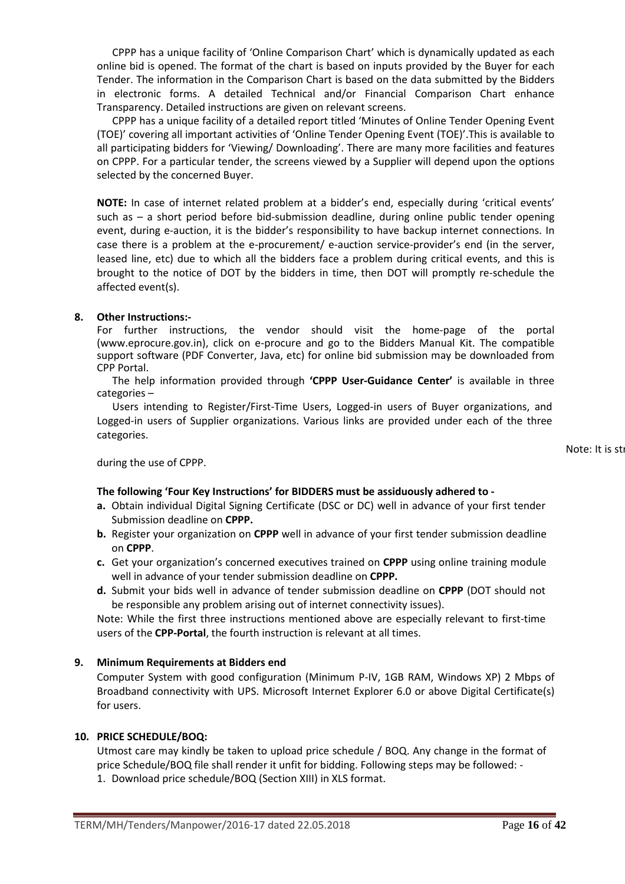CPPP has a unique facility of 'Online Comparison Chart' which is dynamically updated as each online bid is opened. The format of the chart is based on inputs provided by the Buyer for each Tender. The information in the Comparison Chart is based on the data submitted by the Bidders in electronic forms. A detailed Technical and/or Financial Comparison Chart enhance Transparency. Detailed instructions are given on relevant screens.

CPPP has a unique facility of a detailed report titled 'Minutes of Online Tender Opening Event (TOE)' covering all important activities of 'Online Tender Opening Event (TOE)'.This is available to all participating bidders for 'Viewing/ Downloading'. There are many more facilities and features on CPPP. For a particular tender, the screens viewed by a Supplier will depend upon the options selected by the concerned Buyer.

**NOTE:** In case of internet related problem at a bidder's end, especially during 'critical events' such as – a short period before bid-submission deadline, during online public tender opening event, during e-auction, it is the bidder's responsibility to have backup internet connections. In case there is a problem at the e-procurement/ e-auction service-provider's end (in the server, leased line, etc) due to which all the bidders face a problem during critical events, and this is brought to the notice of DOT by the bidders in time, then DOT will promptly re-schedule the affected event(s).

**8. Other Instructions:-**

For further instructions, the vendor should visit the home-page of the portal (www.eprocure.gov.in), click on e-procure and go to the Bidders Manual Kit. The compatible support software (PDF Converter, Java, etc) for online bid submission may be downloaded from CPP Portal.

The help information provided through **'CPPP User-Guidance Center'** is available in three categories –

Users intending to Register/First-Time Users, Logged-in users of Buyer organizations, and Logged-in users of Supplier organizations. Various links are provided under each of the three categories.

Note: It is str

during the use of CPPP.

**The following 'Four Key Instructions' for BIDDERS must be assiduously adhered to -**

**a.** Obtain individual Digital Signing Certificate (DSC or DC) well in advance of your first tender Submission deadline on **CPPP.**

**b.** Register your organization on **CPPP** well in advance of your first tender submission deadline on **CPPP**.

**c.** Get your organization's concerned executives trained on **CPPP** using online training module well in advance of your tender submission deadline on **CPPP.**

**d.** Submit your bids well in advance of tender submission deadline on **CPPP** (DOT should not be responsible any problem arising out of internet connectivity issues).

Note: While the first three instructions mentioned above are especially relevant to first-time users of the **CPP-Portal**, the fourth instruction is relevant at all times.

**9. Minimum Requirements at Bidders end**

Computer System with good configuration (Minimum P-IV, 1GB RAM, Windows XP) 2 Mbps of Broadband connectivity with UPS. Microsoft Internet Explorer 6.0 or above Digital Certificate(s) for users.

**10. PRICE SCHEDULE/BOQ:**

Utmost care may kindly be taken to upload price schedule / BOQ. Any change in the format of price Schedule/BOQ file shall render it unfit for bidding. Following steps may be followed: -

1. Download price schedule/BOQ (Section XIII) in XLS format.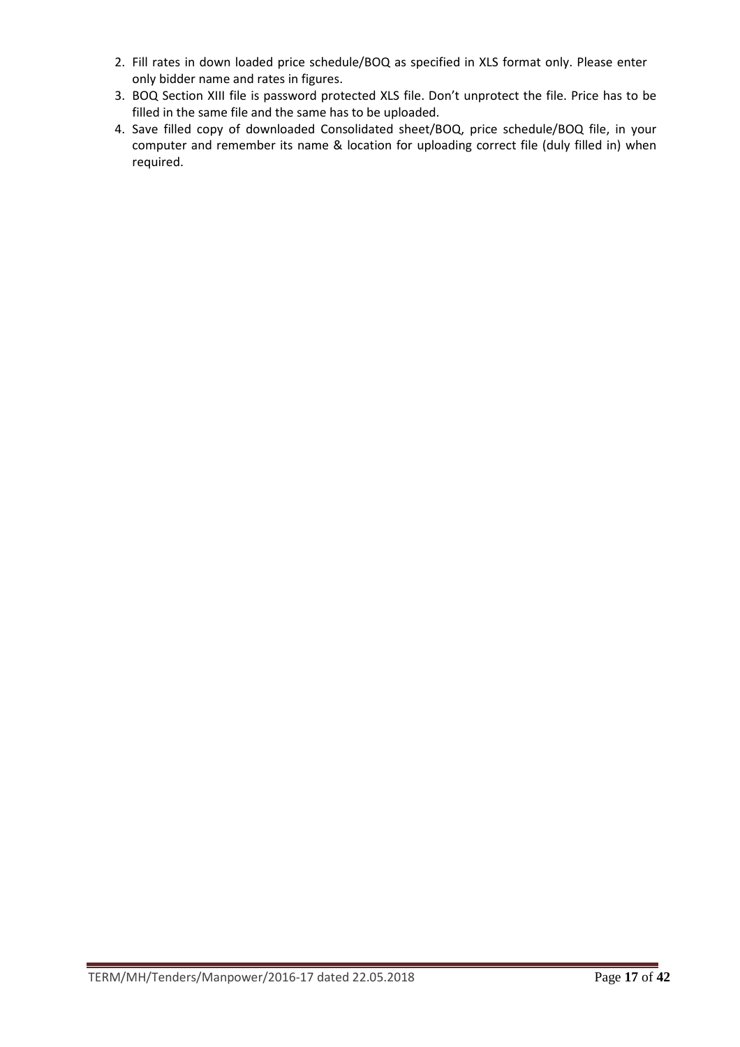2. Fill rates in down loaded price schedule/BOQ as specified in XLS format only. Please enter only bidder name and rates in figures.
3. BOQ Section XIII file is password protected XLS file. Don't unprotect the file. Price has to be filled in the same file and the same has to be uploaded.
4. Save filled copy of downloaded Consolidated sheet/BOQ, price schedule/BOQ file, in your computer and remember its name & location for uploading correct file (duly filled in) when required.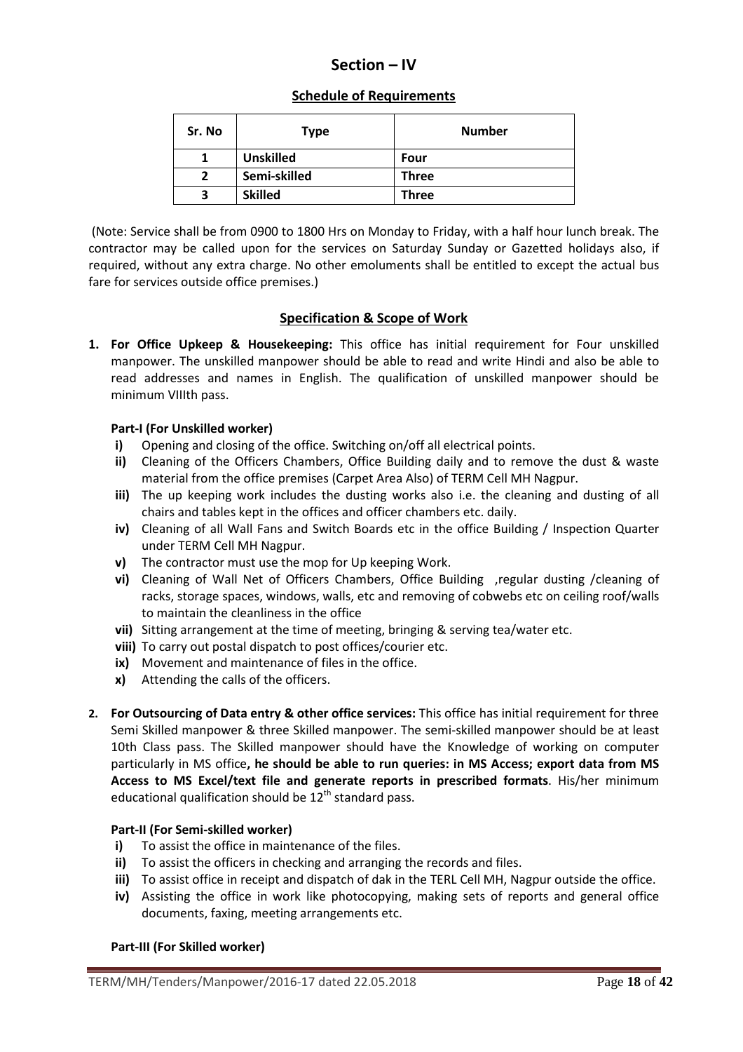## Section – IV

### Schedule of Requirements

| Sr. No | Type | Number |
|---|---|---|
| 1 | **Unskilled** | **Four** |
| 2 | **Semi-skilled** | **Three** |
| 3 | **Skilled** | **Three** |

(Note: Service shall be from 0900 to 1800 Hrs on Monday to Friday, with a half hour lunch break. The contractor may be called upon for the services on Saturday Sunday or Gazetted holidays also, if required, without any extra charge. No other emoluments shall be entitled to except the actual bus fare for services outside office premises.)

### Specification & Scope of Work

1. **For Office Upkeep & Housekeeping:** This office has initial requirement for Four unskilled manpower. The unskilled manpower should be able to read and write Hindi and also be able to read addresses and names in English. The qualification of unskilled manpower should be minimum VIIIth pass.

**Part-I (For Unskilled worker)**

- **i)** Opening and closing of the office. Switching on/off all electrical points.
- **ii)** Cleaning of the Officers Chambers, Office Building daily and to remove the dust & waste material from the office premises (Carpet Area Also) of TERM Cell MH Nagpur.
- **iii)** The up keeping work includes the dusting works also i.e. the cleaning and dusting of all chairs and tables kept in the offices and officer chambers etc. daily.
- **iv)** Cleaning of all Wall Fans and Switch Boards etc in the office Building / Inspection Quarter under TERM Cell MH Nagpur.
- **v)** The contractor must use the mop for Up keeping Work.
- **vi)** Cleaning of Wall Net of Officers Chambers, Office Building ,regular dusting /cleaning of racks, storage spaces, windows, walls, etc and removing of cobwebs etc on ceiling roof/walls to maintain the cleanliness in the office
- **vii)** Sitting arrangement at the time of meeting, bringing & serving tea/water etc.
- **viii)** To carry out postal dispatch to post offices/courier etc.
- **ix)** Movement and maintenance of files in the office.
- **x)** Attending the calls of the officers.

2. **For Outsourcing of Data entry & other office services:** This office has initial requirement for three Semi Skilled manpower & three Skilled manpower. The semi-skilled manpower should be at least 10th Class pass. The Skilled manpower should have the Knowledge of working on computer particularly in MS office**, he should be able to run queries: in MS Access; export data from MS Access to MS Excel/text file and generate reports in prescribed formats**. His/her minimum educational qualification should be 12th standard pass.

**Part-II (For Semi-skilled worker)**

- **i)** To assist the office in maintenance of the files.
- **ii)** To assist the officers in checking and arranging the records and files.
- **iii)** To assist office in receipt and dispatch of dak in the TERL Cell MH, Nagpur outside the office.
- **iv)** Assisting the office in work like photocopying, making sets of reports and general office documents, faxing, meeting arrangements etc.

**Part-III (For Skilled worker)**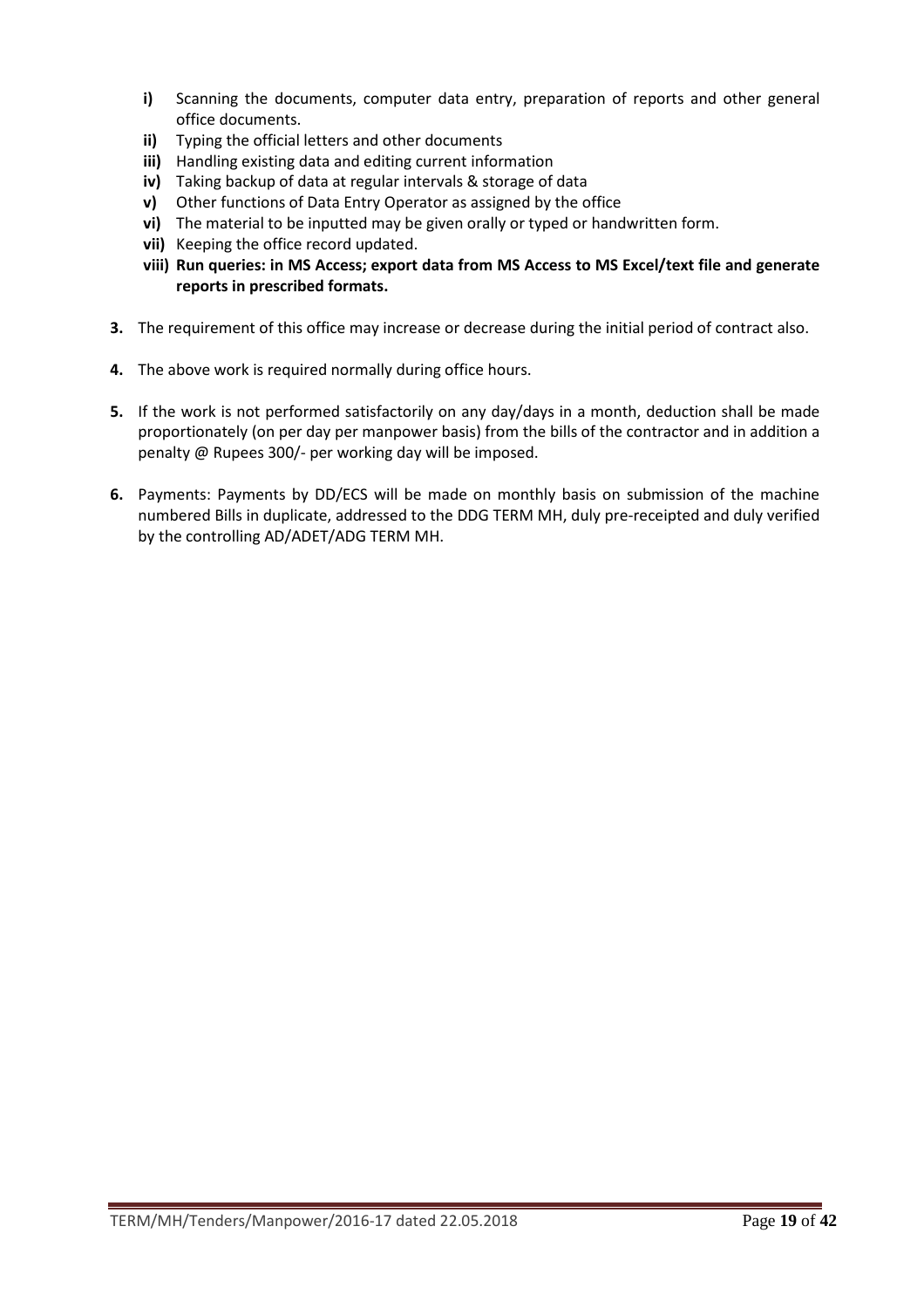- **i)** Scanning the documents, computer data entry, preparation of reports and other general office documents.
- **ii)** Typing the official letters and other documents
- **iii)** Handling existing data and editing current information
- **iv)** Taking backup of data at regular intervals & storage of data
- **v)** Other functions of Data Entry Operator as assigned by the office
- **vi)** The material to be inputted may be given orally or typed or handwritten form.
- **vii)** Keeping the office record updated.
- **viii) Run queries: in MS Access; export data from MS Access to MS Excel/text file and generate reports in prescribed formats.**

**3.** The requirement of this office may increase or decrease during the initial period of contract also.

**4.** The above work is required normally during office hours.

**5.** If the work is not performed satisfactorily on any day/days in a month, deduction shall be made proportionately (on per day per manpower basis) from the bills of the contractor and in addition a penalty @ Rupees 300/- per working day will be imposed.

**6.** Payments: Payments by DD/ECS will be made on monthly basis on submission of the machine numbered Bills in duplicate, addressed to the DDG TERM MH, duly pre-receipted and duly verified by the controlling AD/ADET/ADG TERM MH.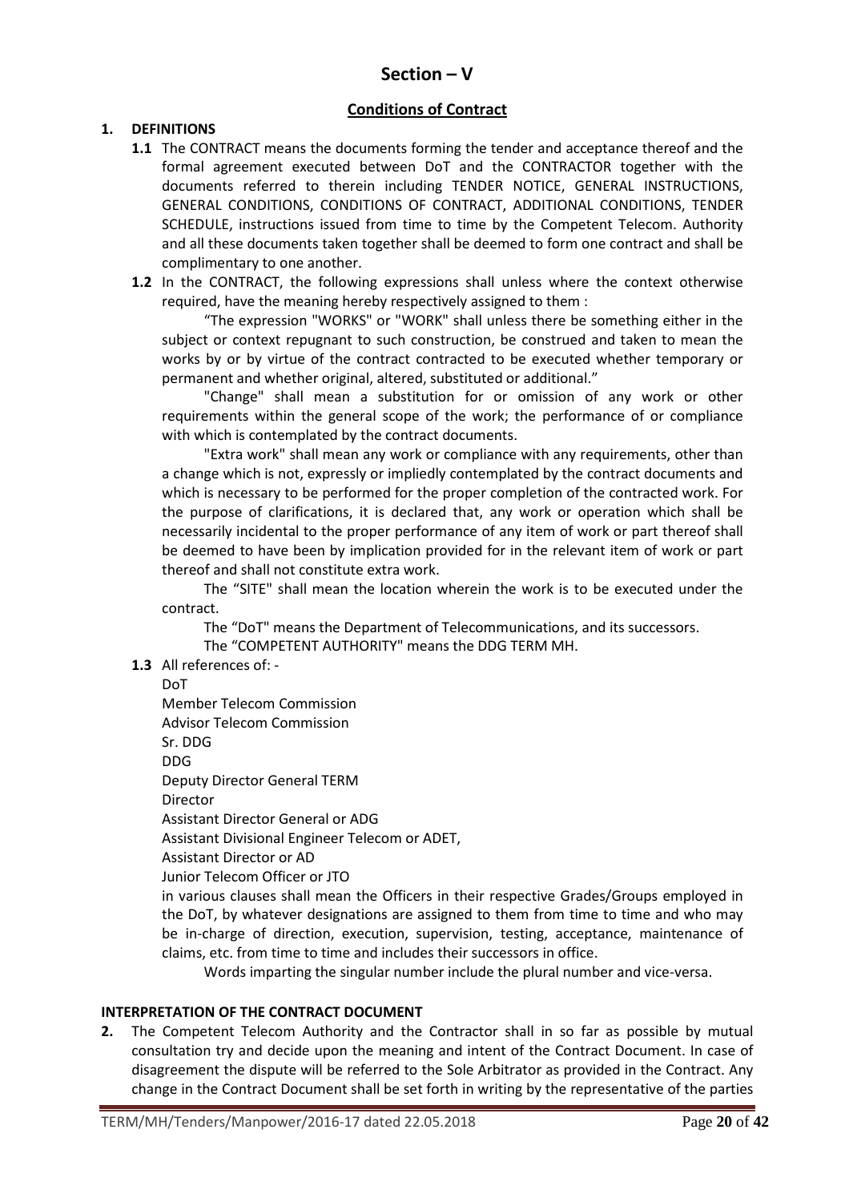# Section – V

## Conditions of Contract

**1. DEFINITIONS**

**1.1** The CONTRACT means the documents forming the tender and acceptance thereof and the formal agreement executed between DoT and the CONTRACTOR together with the documents referred to therein including TENDER NOTICE, GENERAL INSTRUCTIONS, GENERAL CONDITIONS, CONDITIONS OF CONTRACT, ADDITIONAL CONDITIONS, TENDER SCHEDULE, instructions issued from time to time by the Competent Telecom. Authority and all these documents taken together shall be deemed to form one contract and shall be complimentary to one another.

**1.2** In the CONTRACT, the following expressions shall unless where the context otherwise required, have the meaning hereby respectively assigned to them :

"The expression "WORKS" or "WORK" shall unless there be something either in the subject or context repugnant to such construction, be construed and taken to mean the works by or by virtue of the contract contracted to be executed whether temporary or permanent and whether original, altered, substituted or additional."

"Change" shall mean a substitution for or omission of any work or other requirements within the general scope of the work; the performance of or compliance with which is contemplated by the contract documents.

"Extra work" shall mean any work or compliance with any requirements, other than a change which is not, expressly or impliedly contemplated by the contract documents and which is necessary to be performed for the proper completion of the contracted work. For the purpose of clarifications, it is declared that, any work or operation which shall be necessarily incidental to the proper performance of any item of work or part thereof shall be deemed to have been by implication provided for in the relevant item of work or part thereof and shall not constitute extra work.

The "SITE" shall mean the location wherein the work is to be executed under the contract.

The "DoT" means the Department of Telecommunications, and its successors.

The "COMPETENT AUTHORITY" means the DDG TERM MH.

**1.3** All references of: -

DoT
Member Telecom Commission
Advisor Telecom Commission
Sr. DDG
DDG
Deputy Director General TERM
Director
Assistant Director General or ADG
Assistant Divisional Engineer Telecom or ADET,
Assistant Director or AD
Junior Telecom Officer or JTO

in various clauses shall mean the Officers in their respective Grades/Groups employed in the DoT, by whatever designations are assigned to them from time to time and who may be in-charge of direction, execution, supervision, testing, acceptance, maintenance of claims, etc. from time to time and includes their successors in office.

Words imparting the singular number include the plural number and vice-versa.

**INTERPRETATION OF THE CONTRACT DOCUMENT**

**2.** The Competent Telecom Authority and the Contractor shall in so far as possible by mutual consultation try and decide upon the meaning and intent of the Contract Document. In case of disagreement the dispute will be referred to the Sole Arbitrator as provided in the Contract. Any change in the Contract Document shall be set forth in writing by the representative of the parties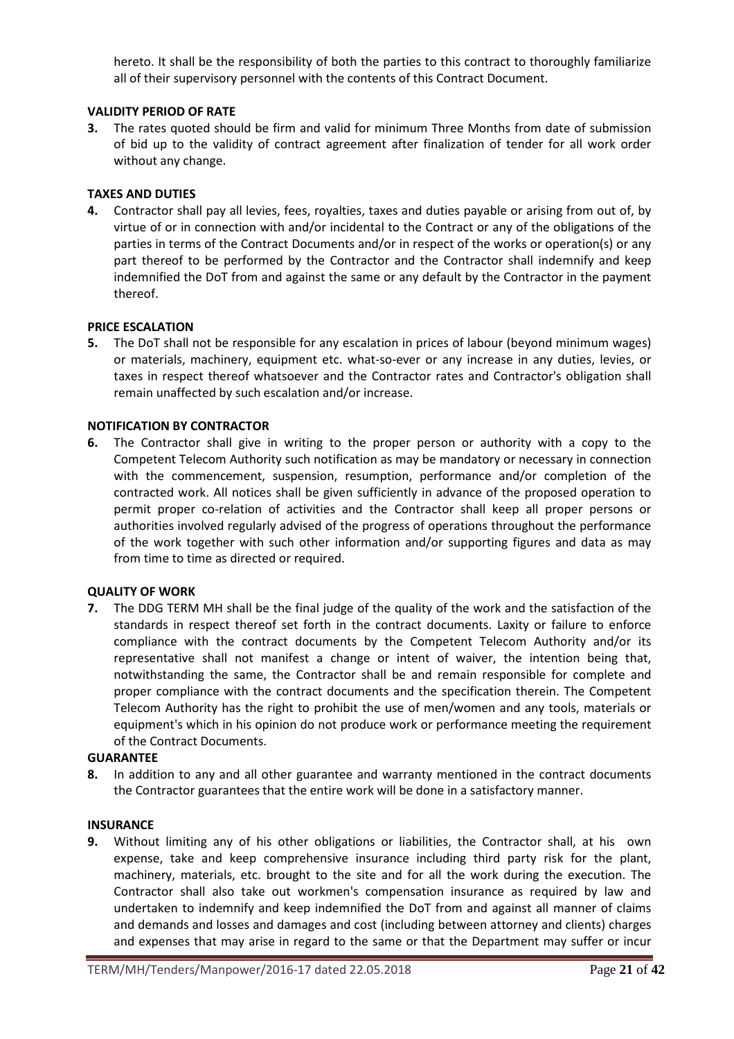hereto. It shall be the responsibility of both the parties to this contract to thoroughly familiarize all of their supervisory personnel with the contents of this Contract Document.

**VALIDITY PERIOD OF RATE**

**3.** The rates quoted should be firm and valid for minimum Three Months from date of submission of bid up to the validity of contract agreement after finalization of tender for all work order without any change.

**TAXES AND DUTIES**

**4.** Contractor shall pay all levies, fees, royalties, taxes and duties payable or arising from out of, by virtue of or in connection with and/or incidental to the Contract or any of the obligations of the parties in terms of the Contract Documents and/or in respect of the works or operation(s) or any part thereof to be performed by the Contractor and the Contractor shall indemnify and keep indemnified the DoT from and against the same or any default by the Contractor in the payment thereof.

**PRICE ESCALATION**

**5.** The DoT shall not be responsible for any escalation in prices of labour (beyond minimum wages) or materials, machinery, equipment etc. what-so-ever or any increase in any duties, levies, or taxes in respect thereof whatsoever and the Contractor rates and Contractor's obligation shall remain unaffected by such escalation and/or increase.

**NOTIFICATION BY CONTRACTOR**

**6.** The Contractor shall give in writing to the proper person or authority with a copy to the Competent Telecom Authority such notification as may be mandatory or necessary in connection with the commencement, suspension, resumption, performance and/or completion of the contracted work. All notices shall be given sufficiently in advance of the proposed operation to permit proper co-relation of activities and the Contractor shall keep all proper persons or authorities involved regularly advised of the progress of operations throughout the performance of the work together with such other information and/or supporting figures and data as may from time to time as directed or required.

**QUALITY OF WORK**

**7.** The DDG TERM MH shall be the final judge of the quality of the work and the satisfaction of the standards in respect thereof set forth in the contract documents. Laxity or failure to enforce compliance with the contract documents by the Competent Telecom Authority and/or its representative shall not manifest a change or intent of waiver, the intention being that, notwithstanding the same, the Contractor shall be and remain responsible for complete and proper compliance with the contract documents and the specification therein. The Competent Telecom Authority has the right to prohibit the use of men/women and any tools, materials or equipment's which in his opinion do not produce work or performance meeting the requirement of the Contract Documents.

**GUARANTEE**

**8.** In addition to any and all other guarantee and warranty mentioned in the contract documents the Contractor guarantees that the entire work will be done in a satisfactory manner.

**INSURANCE**

**9.** Without limiting any of his other obligations or liabilities, the Contractor shall, at his own expense, take and keep comprehensive insurance including third party risk for the plant, machinery, materials, etc. brought to the site and for all the work during the execution. The Contractor shall also take out workmen's compensation insurance as required by law and undertaken to indemnify and keep indemnified the DoT from and against all manner of claims and demands and losses and damages and cost (including between attorney and clients) charges and expenses that may arise in regard to the same or that the Department may suffer or incur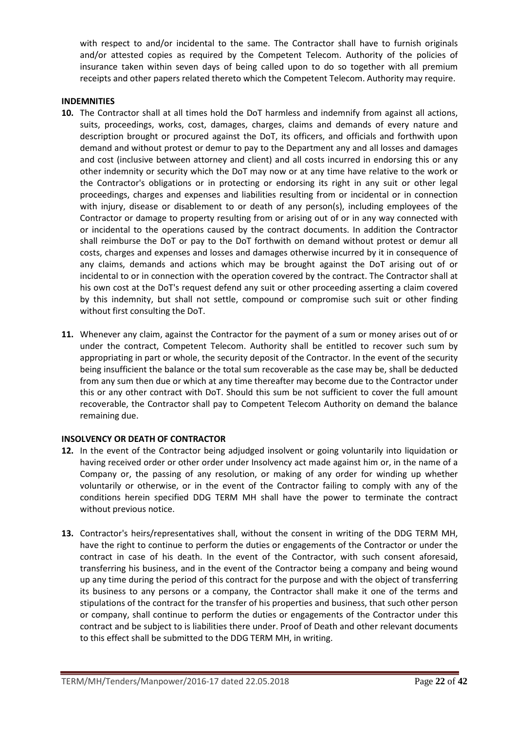with respect to and/or incidental to the same. The Contractor shall have to furnish originals and/or attested copies as required by the Competent Telecom. Authority of the policies of insurance taken within seven days of being called upon to do so together with all premium receipts and other papers related thereto which the Competent Telecom. Authority may require.

**INDEMNITIES**

**10.** The Contractor shall at all times hold the DoT harmless and indemnify from against all actions, suits, proceedings, works, cost, damages, charges, claims and demands of every nature and description brought or procured against the DoT, its officers, and officials and forthwith upon demand and without protest or demur to pay to the Department any and all losses and damages and cost (inclusive between attorney and client) and all costs incurred in endorsing this or any other indemnity or security which the DoT may now or at any time have relative to the work or the Contractor's obligations or in protecting or endorsing its right in any suit or other legal proceedings, charges and expenses and liabilities resulting from or incidental or in connection with injury, disease or disablement to or death of any person(s), including employees of the Contractor or damage to property resulting from or arising out of or in any way connected with or incidental to the operations caused by the contract documents. In addition the Contractor shall reimburse the DoT or pay to the DoT forthwith on demand without protest or demur all costs, charges and expenses and losses and damages otherwise incurred by it in consequence of any claims, demands and actions which may be brought against the DoT arising out of or incidental to or in connection with the operation covered by the contract. The Contractor shall at his own cost at the DoT's request defend any suit or other proceeding asserting a claim covered by this indemnity, but shall not settle, compound or compromise such suit or other finding without first consulting the DoT.

**11.** Whenever any claim, against the Contractor for the payment of a sum or money arises out of or under the contract, Competent Telecom. Authority shall be entitled to recover such sum by appropriating in part or whole, the security deposit of the Contractor. In the event of the security being insufficient the balance or the total sum recoverable as the case may be, shall be deducted from any sum then due or which at any time thereafter may become due to the Contractor under this or any other contract with DoT. Should this sum be not sufficient to cover the full amount recoverable, the Contractor shall pay to Competent Telecom Authority on demand the balance remaining due.

**INSOLVENCY OR DEATH OF CONTRACTOR**

**12.** In the event of the Contractor being adjudged insolvent or going voluntarily into liquidation or having received order or other order under Insolvency act made against him or, in the name of a Company or, the passing of any resolution, or making of any order for winding up whether voluntarily or otherwise, or in the event of the Contractor failing to comply with any of the conditions herein specified DDG TERM MH shall have the power to terminate the contract without previous notice.

**13.** Contractor's heirs/representatives shall, without the consent in writing of the DDG TERM MH, have the right to continue to perform the duties or engagements of the Contractor or under the contract in case of his death. In the event of the Contractor, with such consent aforesaid, transferring his business, and in the event of the Contractor being a company and being wound up any time during the period of this contract for the purpose and with the object of transferring its business to any persons or a company, the Contractor shall make it one of the terms and stipulations of the contract for the transfer of his properties and business, that such other person or company, shall continue to perform the duties or engagements of the Contractor under this contract and be subject to is liabilities there under. Proof of Death and other relevant documents to this effect shall be submitted to the DDG TERM MH, in writing.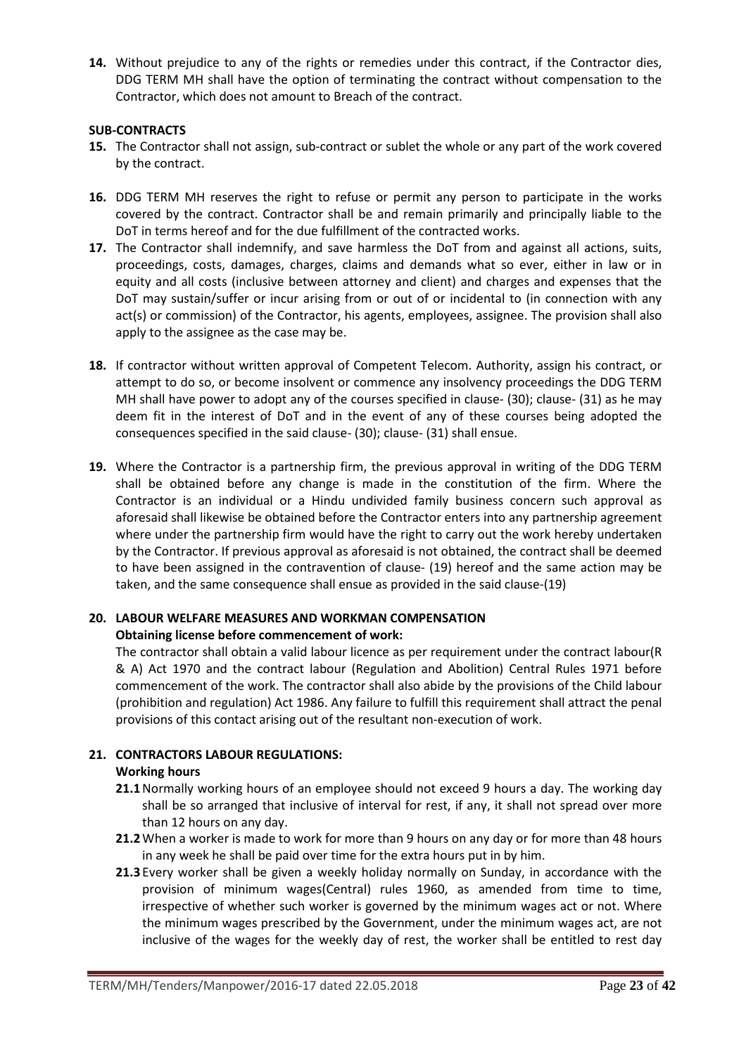**14.** Without prejudice to any of the rights or remedies under this contract, if the Contractor dies, DDG TERM MH shall have the option of terminating the contract without compensation to the Contractor, which does not amount to Breach of the contract.

**SUB-CONTRACTS**

**15.** The Contractor shall not assign, sub-contract or sublet the whole or any part of the work covered by the contract.

**16.** DDG TERM MH reserves the right to refuse or permit any person to participate in the works covered by the contract. Contractor shall be and remain primarily and principally liable to the DoT in terms hereof and for the due fulfillment of the contracted works.

**17.** The Contractor shall indemnify, and save harmless the DoT from and against all actions, suits, proceedings, costs, damages, charges, claims and demands what so ever, either in law or in equity and all costs (inclusive between attorney and client) and charges and expenses that the DoT may sustain/suffer or incur arising from or out of or incidental to (in connection with any act(s) or commission) of the Contractor, his agents, employees, assignee. The provision shall also apply to the assignee as the case may be.

**18.** If contractor without written approval of Competent Telecom. Authority, assign his contract, or attempt to do so, or become insolvent or commence any insolvency proceedings the DDG TERM MH shall have power to adopt any of the courses specified in clause- (30); clause- (31) as he may deem fit in the interest of DoT and in the event of any of these courses being adopted the consequences specified in the said clause- (30); clause- (31) shall ensue.

**19.** Where the Contractor is a partnership firm, the previous approval in writing of the DDG TERM shall be obtained before any change is made in the constitution of the firm. Where the Contractor is an individual or a Hindu undivided family business concern such approval as aforesaid shall likewise be obtained before the Contractor enters into any partnership agreement where under the partnership firm would have the right to carry out the work hereby undertaken by the Contractor. If previous approval as aforesaid is not obtained, the contract shall be deemed to have been assigned in the contravention of clause- (19) hereof and the same action may be taken, and the same consequence shall ensue as provided in the said clause-(19)

**20. LABOUR WELFARE MEASURES AND WORKMAN COMPENSATION**

**Obtaining license before commencement of work:**

The contractor shall obtain a valid labour licence as per requirement under the contract labour(R & A) Act 1970 and the contract labour (Regulation and Abolition) Central Rules 1971 before commencement of the work. The contractor shall also abide by the provisions of the Child labour (prohibition and regulation) Act 1986. Any failure to fulfill this requirement shall attract the penal provisions of this contact arising out of the resultant non-execution of work.

**21. CONTRACTORS LABOUR REGULATIONS:**

**Working hours**

**21.1** Normally working hours of an employee should not exceed 9 hours a day. The working day shall be so arranged that inclusive of interval for rest, if any, it shall not spread over more than 12 hours on any day.

**21.2** When a worker is made to work for more than 9 hours on any day or for more than 48 hours in any week he shall be paid over time for the extra hours put in by him.

**21.3** Every worker shall be given a weekly holiday normally on Sunday, in accordance with the provision of minimum wages(Central) rules 1960, as amended from time to time, irrespective of whether such worker is governed by the minimum wages act or not. Where the minimum wages prescribed by the Government, under the minimum wages act, are not inclusive of the wages for the weekly day of rest, the worker shall be entitled to rest day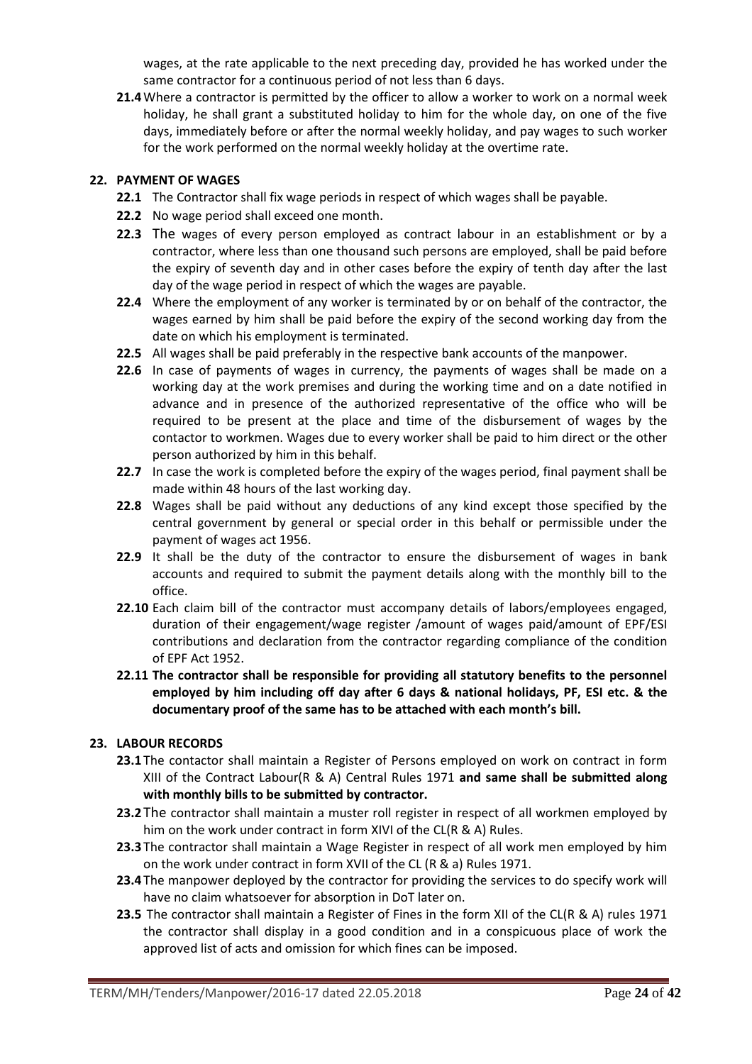wages, at the rate applicable to the next preceding day, provided he has worked under the same contractor for a continuous period of not less than 6 days.

**21.4** Where a contractor is permitted by the officer to allow a worker to work on a normal week holiday, he shall grant a substituted holiday to him for the whole day, on one of the five days, immediately before or after the normal weekly holiday, and pay wages to such worker for the work performed on the normal weekly holiday at the overtime rate.

## 22. PAYMENT OF WAGES

**22.1** The Contractor shall fix wage periods in respect of which wages shall be payable.

**22.2** No wage period shall exceed one month.

**22.3** The wages of every person employed as contract labour in an establishment or by a contractor, where less than one thousand such persons are employed, shall be paid before the expiry of seventh day and in other cases before the expiry of tenth day after the last day of the wage period in respect of which the wages are payable.

**22.4** Where the employment of any worker is terminated by or on behalf of the contractor, the wages earned by him shall be paid before the expiry of the second working day from the date on which his employment is terminated.

**22.5** All wages shall be paid preferably in the respective bank accounts of the manpower.

**22.6** In case of payments of wages in currency, the payments of wages shall be made on a working day at the work premises and during the working time and on a date notified in advance and in presence of the authorized representative of the office who will be required to be present at the place and time of the disbursement of wages by the contactor to workmen. Wages due to every worker shall be paid to him direct or the other person authorized by him in this behalf.

**22.7** In case the work is completed before the expiry of the wages period, final payment shall be made within 48 hours of the last working day.

**22.8** Wages shall be paid without any deductions of any kind except those specified by the central government by general or special order in this behalf or permissible under the payment of wages act 1956.

**22.9** It shall be the duty of the contractor to ensure the disbursement of wages in bank accounts and required to submit the payment details along with the monthly bill to the office.

**22.10** Each claim bill of the contractor must accompany details of labors/employees engaged, duration of their engagement/wage register /amount of wages paid/amount of EPF/ESI contributions and declaration from the contractor regarding compliance of the condition of EPF Act 1952.

**22.11 The contractor shall be responsible for providing all statutory benefits to the personnel employed by him including off day after 6 days & national holidays, PF, ESI etc. & the documentary proof of the same has to be attached with each month's bill.**

## 23. LABOUR RECORDS

**23.1** The contactor shall maintain a Register of Persons employed on work on contract in form XIII of the Contract Labour(R & A) Central Rules 1971 **and same shall be submitted along with monthly bills to be submitted by contractor.**

**23.2** The contractor shall maintain a muster roll register in respect of all workmen employed by him on the work under contract in form XIVI of the CL(R & A) Rules.

**23.3** The contractor shall maintain a Wage Register in respect of all work men employed by him on the work under contract in form XVII of the CL (R & a) Rules 1971.

**23.4** The manpower deployed by the contractor for providing the services to do specify work will have no claim whatsoever for absorption in DoT later on.

**23.5** The contractor shall maintain a Register of Fines in the form XII of the CL(R & A) rules 1971 the contractor shall display in a good condition and in a conspicuous place of work the approved list of acts and omission for which fines can be imposed.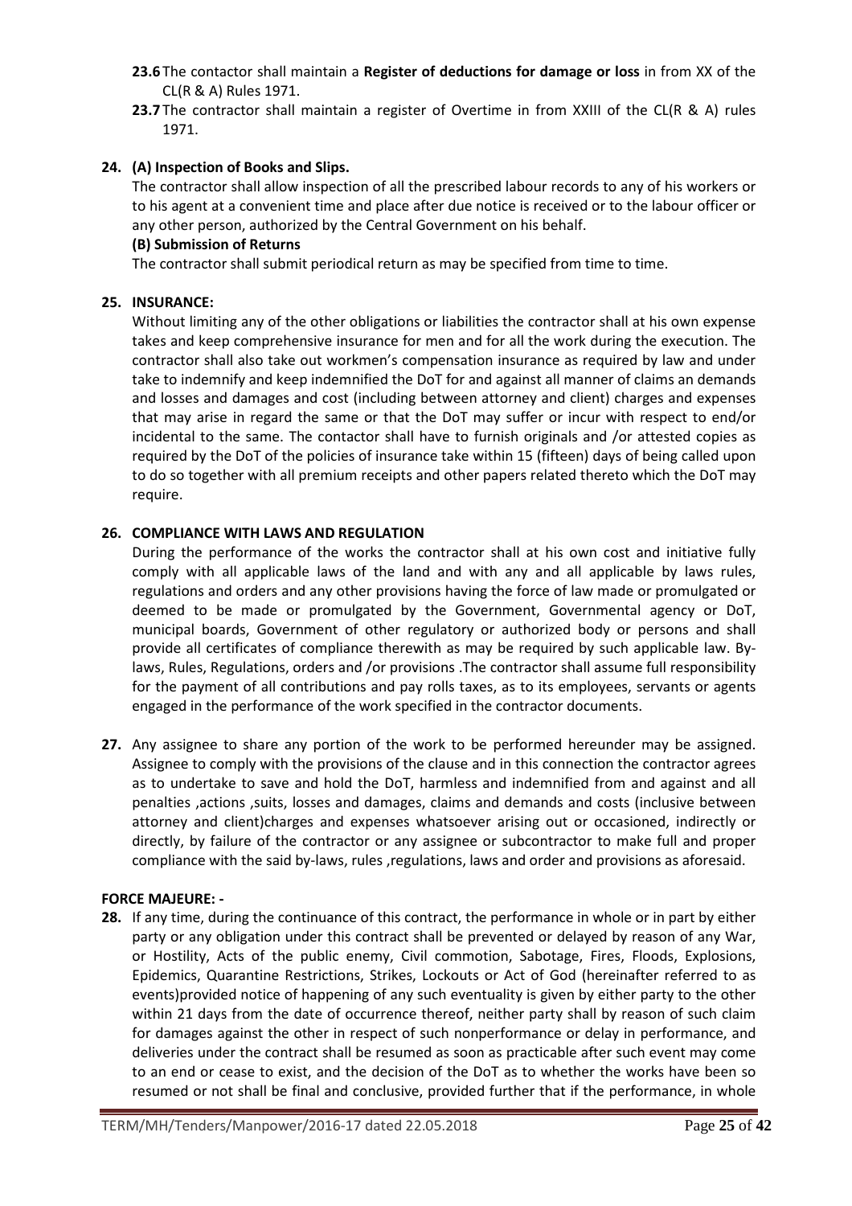**23.6** The contactor shall maintain a **Register of deductions for damage or loss** in from XX of the CL(R & A) Rules 1971.

**23.7** The contractor shall maintain a register of Overtime in from XXIII of the CL(R & A) rules 1971.

**24. (A) Inspection of Books and Slips.**

The contractor shall allow inspection of all the prescribed labour records to any of his workers or to his agent at a convenient time and place after due notice is received or to the labour officer or any other person, authorized by the Central Government on his behalf.

**(B) Submission of Returns**

The contractor shall submit periodical return as may be specified from time to time.

**25. INSURANCE:**

Without limiting any of the other obligations or liabilities the contractor shall at his own expense takes and keep comprehensive insurance for men and for all the work during the execution. The contractor shall also take out workmen's compensation insurance as required by law and under take to indemnify and keep indemnified the DoT for and against all manner of claims an demands and losses and damages and cost (including between attorney and client) charges and expenses that may arise in regard the same or that the DoT may suffer or incur with respect to end/or incidental to the same. The contactor shall have to furnish originals and /or attested copies as required by the DoT of the policies of insurance take within 15 (fifteen) days of being called upon to do so together with all premium receipts and other papers related thereto which the DoT may require.

**26. COMPLIANCE WITH LAWS AND REGULATION**

During the performance of the works the contractor shall at his own cost and initiative fully comply with all applicable laws of the land and with any and all applicable by laws rules, regulations and orders and any other provisions having the force of law made or promulgated or deemed to be made or promulgated by the Government, Governmental agency or DoT, municipal boards, Government of other regulatory or authorized body or persons and shall provide all certificates of compliance therewith as may be required by such applicable law. By-laws, Rules, Regulations, orders and /or provisions .The contractor shall assume full responsibility for the payment of all contributions and pay rolls taxes, as to its employees, servants or agents engaged in the performance of the work specified in the contractor documents.

**27.** Any assignee to share any portion of the work to be performed hereunder may be assigned. Assignee to comply with the provisions of the clause and in this connection the contractor agrees as to undertake to save and hold the DoT, harmless and indemnified from and against and all penalties ,actions ,suits, losses and damages, claims and demands and costs (inclusive between attorney and client)charges and expenses whatsoever arising out or occasioned, indirectly or directly, by failure of the contractor or any assignee or subcontractor to make full and proper compliance with the said by-laws, rules ,regulations, laws and order and provisions as aforesaid.

**FORCE MAJEURE: -**

**28.** If any time, during the continuance of this contract, the performance in whole or in part by either party or any obligation under this contract shall be prevented or delayed by reason of any War, or Hostility, Acts of the public enemy, Civil commotion, Sabotage, Fires, Floods, Explosions, Epidemics, Quarantine Restrictions, Strikes, Lockouts or Act of God (hereinafter referred to as events)provided notice of happening of any such eventuality is given by either party to the other within 21 days from the date of occurrence thereof, neither party shall by reason of such claim for damages against the other in respect of such nonperformance or delay in performance, and deliveries under the contract shall be resumed as soon as practicable after such event may come to an end or cease to exist, and the decision of the DoT as to whether the works have been so resumed or not shall be final and conclusive, provided further that if the performance, in whole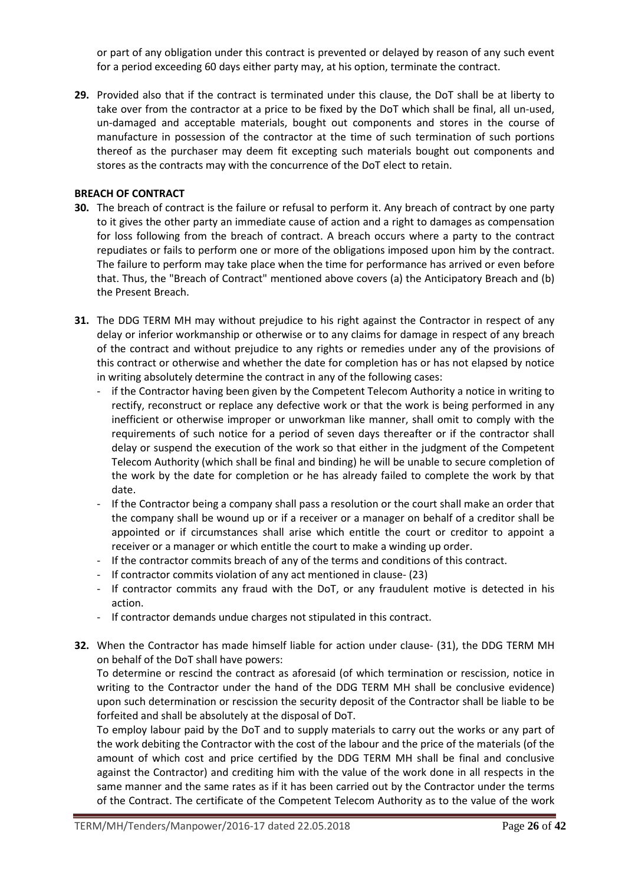or part of any obligation under this contract is prevented or delayed by reason of any such event for a period exceeding 60 days either party may, at his option, terminate the contract.

**29.** Provided also that if the contract is terminated under this clause, the DoT shall be at liberty to take over from the contractor at a price to be fixed by the DoT which shall be final, all un-used, un-damaged and acceptable materials, bought out components and stores in the course of manufacture in possession of the contractor at the time of such termination of such portions thereof as the purchaser may deem fit excepting such materials bought out components and stores as the contracts may with the concurrence of the DoT elect to retain.

**BREACH OF CONTRACT**

**30.** The breach of contract is the failure or refusal to perform it. Any breach of contract by one party to it gives the other party an immediate cause of action and a right to damages as compensation for loss following from the breach of contract. A breach occurs where a party to the contract repudiates or fails to perform one or more of the obligations imposed upon him by the contract. The failure to perform may take place when the time for performance has arrived or even before that. Thus, the "Breach of Contract" mentioned above covers (a) the Anticipatory Breach and (b) the Present Breach.

**31.** The DDG TERM MH may without prejudice to his right against the Contractor in respect of any delay or inferior workmanship or otherwise or to any claims for damage in respect of any breach of the contract and without prejudice to any rights or remedies under any of the provisions of this contract or otherwise and whether the date for completion has or has not elapsed by notice in writing absolutely determine the contract in any of the following cases:

- if the Contractor having been given by the Competent Telecom Authority a notice in writing to rectify, reconstruct or replace any defective work or that the work is being performed in any inefficient or otherwise improper or unworkman like manner, shall omit to comply with the requirements of such notice for a period of seven days thereafter or if the contractor shall delay or suspend the execution of the work so that either in the judgment of the Competent Telecom Authority (which shall be final and binding) he will be unable to secure completion of the work by the date for completion or he has already failed to complete the work by that date.
- If the Contractor being a company shall pass a resolution or the court shall make an order that the company shall be wound up or if a receiver or a manager on behalf of a creditor shall be appointed or if circumstances shall arise which entitle the court or creditor to appoint a receiver or a manager or which entitle the court to make a winding up order.
- If the contractor commits breach of any of the terms and conditions of this contract.
- If contractor commits violation of any act mentioned in clause- (23)
- If contractor commits any fraud with the DoT, or any fraudulent motive is detected in his action.
- If contractor demands undue charges not stipulated in this contract.

**32.** When the Contractor has made himself liable for action under clause- (31), the DDG TERM MH on behalf of the DoT shall have powers:

To determine or rescind the contract as aforesaid (of which termination or rescission, notice in writing to the Contractor under the hand of the DDG TERM MH shall be conclusive evidence) upon such determination or rescission the security deposit of the Contractor shall be liable to be forfeited and shall be absolutely at the disposal of DoT.

To employ labour paid by the DoT and to supply materials to carry out the works or any part of the work debiting the Contractor with the cost of the labour and the price of the materials (of the amount of which cost and price certified by the DDG TERM MH shall be final and conclusive against the Contractor) and crediting him with the value of the work done in all respects in the same manner and the same rates as if it has been carried out by the Contractor under the terms of the Contract. The certificate of the Competent Telecom Authority as to the value of the work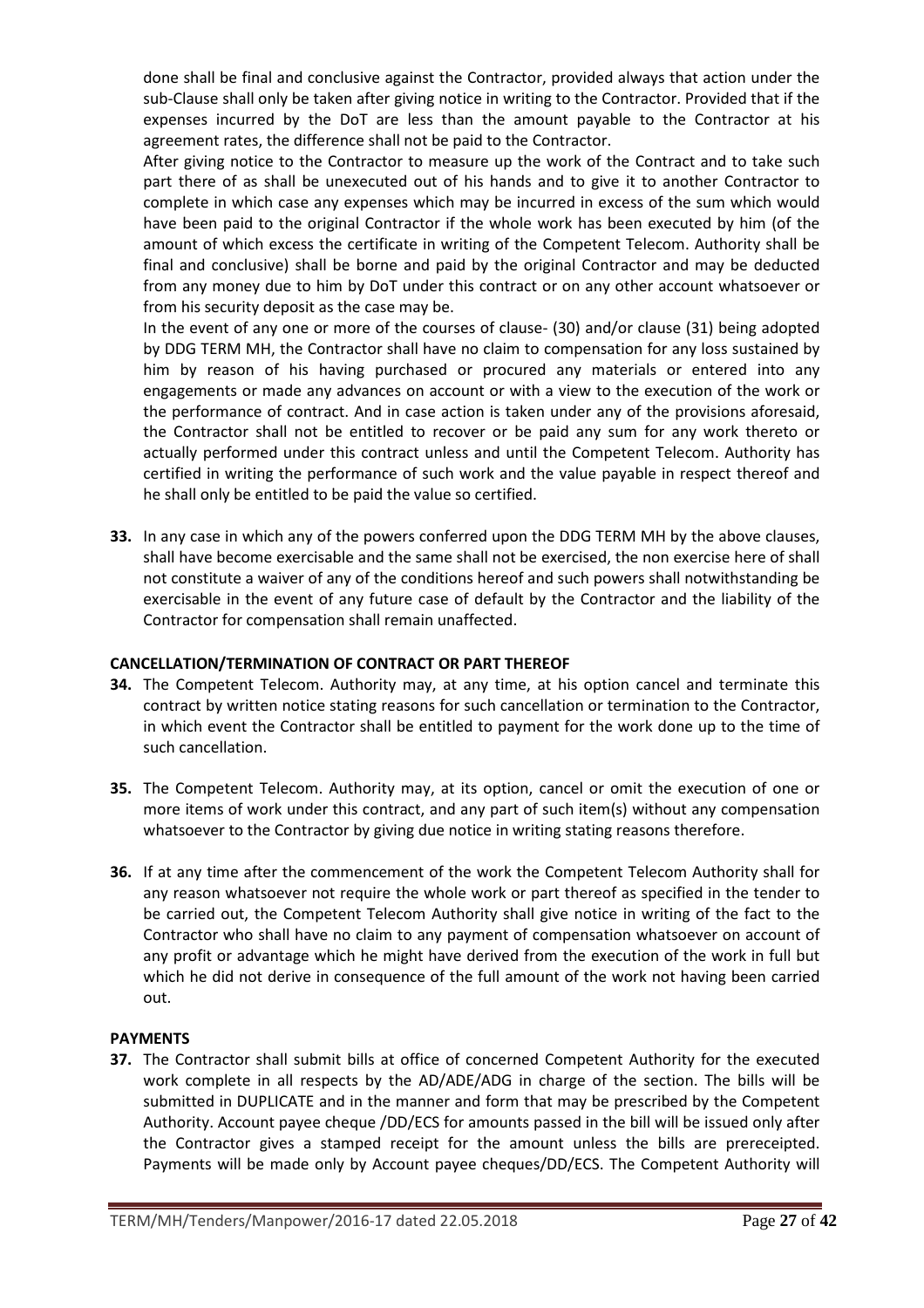done shall be final and conclusive against the Contractor, provided always that action under the sub-Clause shall only be taken after giving notice in writing to the Contractor. Provided that if the expenses incurred by the DoT are less than the amount payable to the Contractor at his agreement rates, the difference shall not be paid to the Contractor.

After giving notice to the Contractor to measure up the work of the Contract and to take such part there of as shall be unexecuted out of his hands and to give it to another Contractor to complete in which case any expenses which may be incurred in excess of the sum which would have been paid to the original Contractor if the whole work has been executed by him (of the amount of which excess the certificate in writing of the Competent Telecom. Authority shall be final and conclusive) shall be borne and paid by the original Contractor and may be deducted from any money due to him by DoT under this contract or on any other account whatsoever or from his security deposit as the case may be.

In the event of any one or more of the courses of clause- (30) and/or clause (31) being adopted by DDG TERM MH, the Contractor shall have no claim to compensation for any loss sustained by him by reason of his having purchased or procured any materials or entered into any engagements or made any advances on account or with a view to the execution of the work or the performance of contract. And in case action is taken under any of the provisions aforesaid, the Contractor shall not be entitled to recover or be paid any sum for any work thereto or actually performed under this contract unless and until the Competent Telecom. Authority has certified in writing the performance of such work and the value payable in respect thereof and he shall only be entitled to be paid the value so certified.

**33.** In any case in which any of the powers conferred upon the DDG TERM MH by the above clauses, shall have become exercisable and the same shall not be exercised, the non exercise here of shall not constitute a waiver of any of the conditions hereof and such powers shall notwithstanding be exercisable in the event of any future case of default by the Contractor and the liability of the Contractor for compensation shall remain unaffected.

**CANCELLATION/TERMINATION OF CONTRACT OR PART THEREOF**

**34.** The Competent Telecom. Authority may, at any time, at his option cancel and terminate this contract by written notice stating reasons for such cancellation or termination to the Contractor, in which event the Contractor shall be entitled to payment for the work done up to the time of such cancellation.

**35.** The Competent Telecom. Authority may, at its option, cancel or omit the execution of one or more items of work under this contract, and any part of such item(s) without any compensation whatsoever to the Contractor by giving due notice in writing stating reasons therefore.

**36.** If at any time after the commencement of the work the Competent Telecom Authority shall for any reason whatsoever not require the whole work or part thereof as specified in the tender to be carried out, the Competent Telecom Authority shall give notice in writing of the fact to the Contractor who shall have no claim to any payment of compensation whatsoever on account of any profit or advantage which he might have derived from the execution of the work in full but which he did not derive in consequence of the full amount of the work not having been carried out.

**PAYMENTS**

**37.** The Contractor shall submit bills at office of concerned Competent Authority for the executed work complete in all respects by the AD/ADE/ADG in charge of the section. The bills will be submitted in DUPLICATE and in the manner and form that may be prescribed by the Competent Authority. Account payee cheque /DD/ECS for amounts passed in the bill will be issued only after the Contractor gives a stamped receipt for the amount unless the bills are prereceipted. Payments will be made only by Account payee cheques/DD/ECS. The Competent Authority will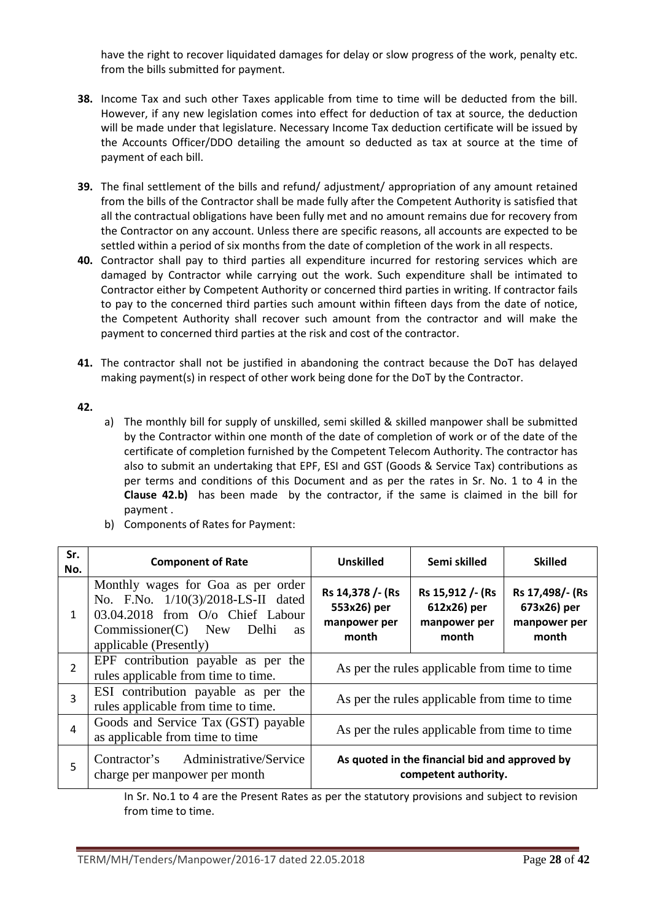have the right to recover liquidated damages for delay or slow progress of the work, penalty etc. from the bills submitted for payment.

**38.** Income Tax and such other Taxes applicable from time to time will be deducted from the bill. However, if any new legislation comes into effect for deduction of tax at source, the deduction will be made under that legislature. Necessary Income Tax deduction certificate will be issued by the Accounts Officer/DDO detailing the amount so deducted as tax at source at the time of payment of each bill.

**39.** The final settlement of the bills and refund/ adjustment/ appropriation of any amount retained from the bills of the Contractor shall be made fully after the Competent Authority is satisfied that all the contractual obligations have been fully met and no amount remains due for recovery from the Contractor on any account. Unless there are specific reasons, all accounts are expected to be settled within a period of six months from the date of completion of the work in all respects.

**40.** Contractor shall pay to third parties all expenditure incurred for restoring services which are damaged by Contractor while carrying out the work. Such expenditure shall be intimated to Contractor either by Competent Authority or concerned third parties in writing. If contractor fails to pay to the concerned third parties such amount within fifteen days from the date of notice, the Competent Authority shall recover such amount from the contractor and will make the payment to concerned third parties at the risk and cost of the contractor.

**41.** The contractor shall not be justified in abandoning the contract because the DoT has delayed making payment(s) in respect of other work being done for the DoT by the Contractor.

**42.**

a) The monthly bill for supply of unskilled, semi skilled & skilled manpower shall be submitted by the Contractor within one month of the date of completion of work or of the date of the certificate of completion furnished by the Competent Telecom Authority. The contractor has also to submit an undertaking that EPF, ESI and GST (Goods & Service Tax) contributions as per terms and conditions of this Document and as per the rates in Sr. No. 1 to 4 in the **Clause 42.b)** has been made by the contractor, if the same is claimed in the bill for payment .

b) Components of Rates for Payment:

| Sr. No. | Component of Rate | Unskilled | Semi skilled | Skilled |
|---|---|---|---|---|
| 1 | Monthly wages for Goa as per order No. F.No. 1/10(3)/2018-LS-II dated 03.04.2018 from O/o Chief Labour Commissioner(C) New Delhi as applicable (Presently) | **Rs 14,378 /- (Rs 553x26) per manpower per month** | **Rs 15,912 /- (Rs 612x26) per manpower per month** | **Rs 17,498/- (Rs 673x26) per manpower per month** |
| 2 | EPF contribution payable as per the rules applicable from time to time. | As per the rules applicable from time to time | | |
| 3 | ESI contribution payable as per the rules applicable from time to time. | As per the rules applicable from time to time | | |
| 4 | Goods and Service Tax (GST) payable as applicable from time to time | As per the rules applicable from time to time | | |
| 5 | Contractor's Administrative/Service charge per manpower per month | **As quoted in the financial bid and approved by competent authority.** | | |

In Sr. No.1 to 4 are the Present Rates as per the statutory provisions and subject to revision from time to time.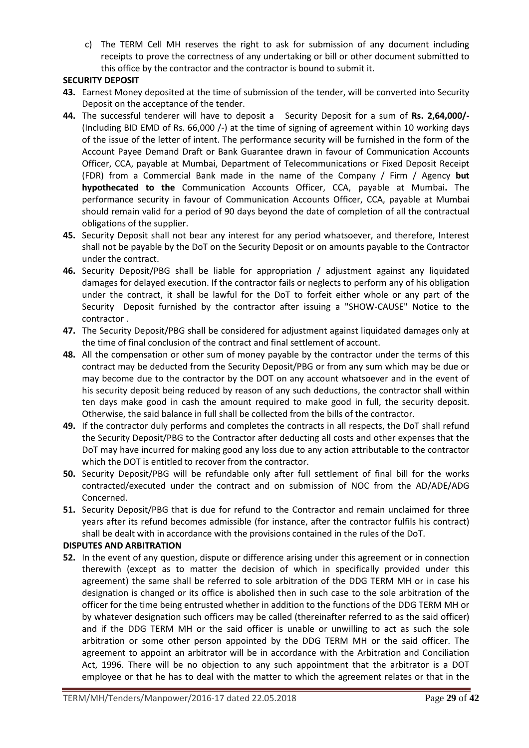c) The TERM Cell MH reserves the right to ask for submission of any document including receipts to prove the correctness of any undertaking or bill or other document submitted to this office by the contractor and the contractor is bound to submit it.

**SECURITY DEPOSIT**

**43.** Earnest Money deposited at the time of submission of the tender, will be converted into Security Deposit on the acceptance of the tender.

**44.** The successful tenderer will have to deposit a Security Deposit for a sum of **Rs. 2,64,000/-** (Including BID EMD of Rs. 66,000 /-) at the time of signing of agreement within 10 working days of the issue of the letter of intent. The performance security will be furnished in the form of the Account Payee Demand Draft or Bank Guarantee drawn in favour of Communication Accounts Officer, CCA, payable at Mumbai, Department of Telecommunications or Fixed Deposit Receipt (FDR) from a Commercial Bank made in the name of the Company / Firm / Agency **but hypothecated to the** Communication Accounts Officer, CCA, payable at Mumbai**.** The performance security in favour of Communication Accounts Officer, CCA, payable at Mumbai should remain valid for a period of 90 days beyond the date of completion of all the contractual obligations of the supplier.

**45.** Security Deposit shall not bear any interest for any period whatsoever, and therefore, Interest shall not be payable by the DoT on the Security Deposit or on amounts payable to the Contractor under the contract.

**46.** Security Deposit/PBG shall be liable for appropriation / adjustment against any liquidated damages for delayed execution. If the contractor fails or neglects to perform any of his obligation under the contract, it shall be lawful for the DoT to forfeit either whole or any part of the Security Deposit furnished by the contractor after issuing a "SHOW-CAUSE" Notice to the contractor .

**47.** The Security Deposit/PBG shall be considered for adjustment against liquidated damages only at the time of final conclusion of the contract and final settlement of account.

**48.** All the compensation or other sum of money payable by the contractor under the terms of this contract may be deducted from the Security Deposit/PBG or from any sum which may be due or may become due to the contractor by the DOT on any account whatsoever and in the event of his security deposit being reduced by reason of any such deductions, the contractor shall within ten days make good in cash the amount required to make good in full, the security deposit. Otherwise, the said balance in full shall be collected from the bills of the contractor.

**49.** If the contractor duly performs and completes the contracts in all respects, the DoT shall refund the Security Deposit/PBG to the Contractor after deducting all costs and other expenses that the DoT may have incurred for making good any loss due to any action attributable to the contractor which the DOT is entitled to recover from the contractor.

**50.** Security Deposit/PBG will be refundable only after full settlement of final bill for the works contracted/executed under the contract and on submission of NOC from the AD/ADE/ADG Concerned.

**51.** Security Deposit/PBG that is due for refund to the Contractor and remain unclaimed for three years after its refund becomes admissible (for instance, after the contractor fulfils his contract) shall be dealt with in accordance with the provisions contained in the rules of the DoT.

**DISPUTES AND ARBITRATION**

**52.** In the event of any question, dispute or difference arising under this agreement or in connection therewith (except as to matter the decision of which in specifically provided under this agreement) the same shall be referred to sole arbitration of the DDG TERM MH or in case his designation is changed or its office is abolished then in such case to the sole arbitration of the officer for the time being entrusted whether in addition to the functions of the DDG TERM MH or by whatever designation such officers may be called (thereinafter referred to as the said officer) and if the DDG TERM MH or the said officer is unable or unwilling to act as such the sole arbitration or some other person appointed by the DDG TERM MH or the said officer. The agreement to appoint an arbitrator will be in accordance with the Arbitration and Conciliation Act, 1996. There will be no objection to any such appointment that the arbitrator is a DOT employee or that he has to deal with the matter to which the agreement relates or that in the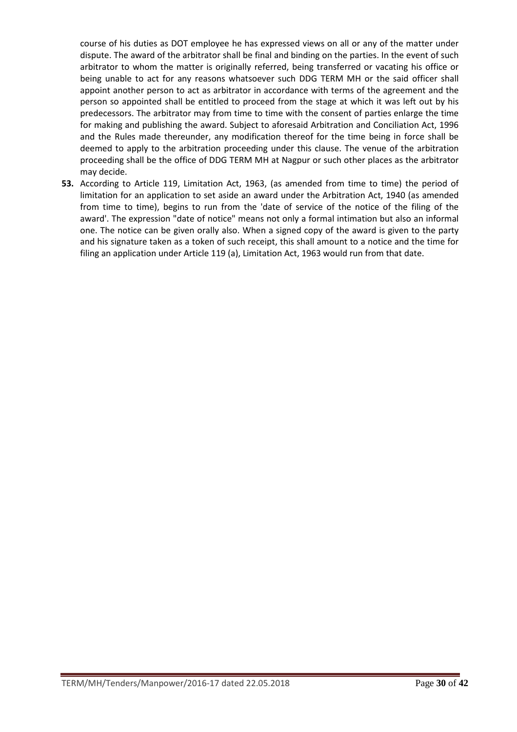course of his duties as DOT employee he has expressed views on all or any of the matter under dispute. The award of the arbitrator shall be final and binding on the parties. In the event of such arbitrator to whom the matter is originally referred, being transferred or vacating his office or being unable to act for any reasons whatsoever such DDG TERM MH or the said officer shall appoint another person to act as arbitrator in accordance with terms of the agreement and the person so appointed shall be entitled to proceed from the stage at which it was left out by his predecessors. The arbitrator may from time to time with the consent of parties enlarge the time for making and publishing the award. Subject to aforesaid Arbitration and Conciliation Act, 1996 and the Rules made thereunder, any modification thereof for the time being in force shall be deemed to apply to the arbitration proceeding under this clause. The venue of the arbitration proceeding shall be the office of DDG TERM MH at Nagpur or such other places as the arbitrator may decide.

**53.** According to Article 119, Limitation Act, 1963, (as amended from time to time) the period of limitation for an application to set aside an award under the Arbitration Act, 1940 (as amended from time to time), begins to run from the 'date of service of the notice of the filing of the award'. The expression "date of notice" means not only a formal intimation but also an informal one. The notice can be given orally also. When a signed copy of the award is given to the party and his signature taken as a token of such receipt, this shall amount to a notice and the time for filing an application under Article 119 (a), Limitation Act, 1963 would run from that date.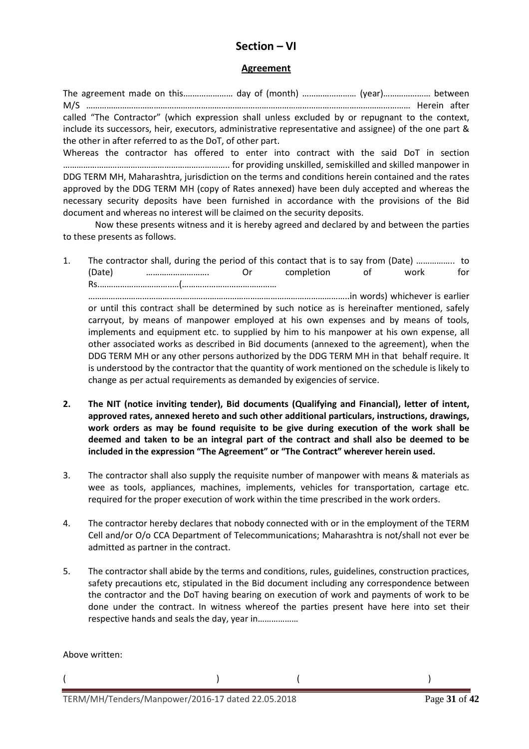# Section – VI

## Agreement

The agreement made on this………………… day of (month) …………………… (year)………………… between M/S ……………………………………………………………………………………………………………………………… Herein after called "The Contractor" (which expression shall unless excluded by or repugnant to the context, include its successors, heir, executors, administrative representative and assignee) of the one part & the other in after referred to as the DoT, of other part.

Whereas the contractor has offered to enter into contract with the said DoT in section ……………………………………………………………….. for providing unskilled, semiskilled and skilled manpower in DDG TERM MH, Maharashtra, jurisdiction on the terms and conditions herein contained and the rates approved by the DDG TERM MH (copy of Rates annexed) have been duly accepted and whereas the necessary security deposits have been furnished in accordance with the provisions of the Bid document and whereas no interest will be claimed on the security deposits.

Now these presents witness and it is hereby agreed and declared by and between the parties to these presents as follows.

1. The contractor shall, during the period of this contact that is to say from (Date) …………….. to (Date) ………………………. Or completion of work for Rs.………………………………(……………………………………… …………………………………………………………………………………………………..in words) whichever is earlier or until this contract shall be determined by such notice as is hereinafter mentioned, safely carryout, by means of manpower employed at his own expenses and by means of tools, implements and equipment etc. to supplied by him to his manpower at his own expense, all other associated works as described in Bid documents (annexed to the agreement), when the DDG TERM MH or any other persons authorized by the DDG TERM MH in that behalf require. It is understood by the contractor that the quantity of work mentioned on the schedule is likely to change as per actual requirements as demanded by exigencies of service.

2. **The NIT (notice inviting tender), Bid documents (Qualifying and Financial), letter of intent, approved rates, annexed hereto and such other additional particulars, instructions, drawings, work orders as may be found requisite to be give during execution of the work shall be deemed and taken to be an integral part of the contract and shall also be deemed to be included in the expression "The Agreement" or "The Contract" wherever herein used.**

3. The contractor shall also supply the requisite number of manpower with means & materials as wee as tools, appliances, machines, implements, vehicles for transportation, cartage etc. required for the proper execution of work within the time prescribed in the work orders.

4. The contractor hereby declares that nobody connected with or in the employment of the TERM Cell and/or O/o CCA Department of Telecommunications; Maharashtra is not/shall not ever be admitted as partner in the contract.

5. The contractor shall abide by the terms and conditions, rules, guidelines, construction practices, safety precautions etc, stipulated in the Bid document including any correspondence between the contractor and the DoT having bearing on execution of work and payments of work to be done under the contract. In witness whereof the parties present have here into set their respective hands and seals the day, year in………………

Above written:

( ) ( )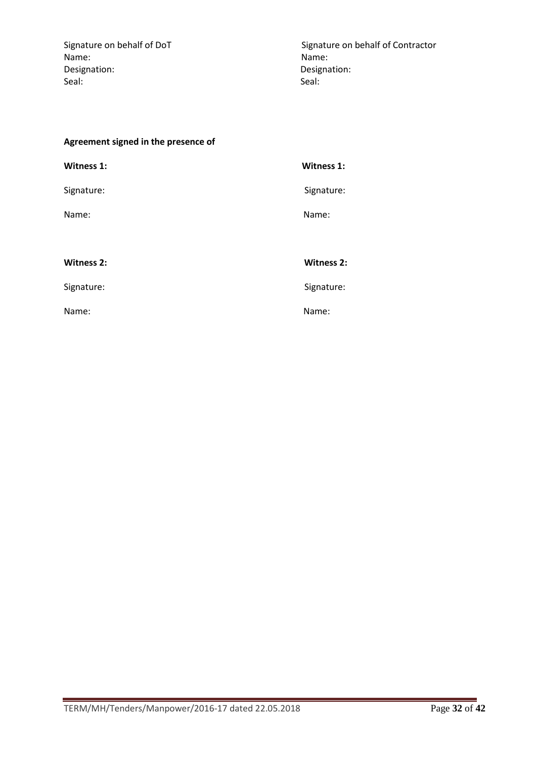| Signature on behalf of DoT | Signature on behalf of Contractor |
|---|---|
| Name: | Name: |
| Designation: | Designation: |
| Seal: | Seal: |

**Agreement signed in the presence of**

| **Witness 1:** | **Witness 1:** |
|---|---|
| Signature: | Signature: |
| Name: | Name: |
| | |
| **Witness 2:** | **Witness 2:** |
| Signature: | Signature: |
| Name: | Name: |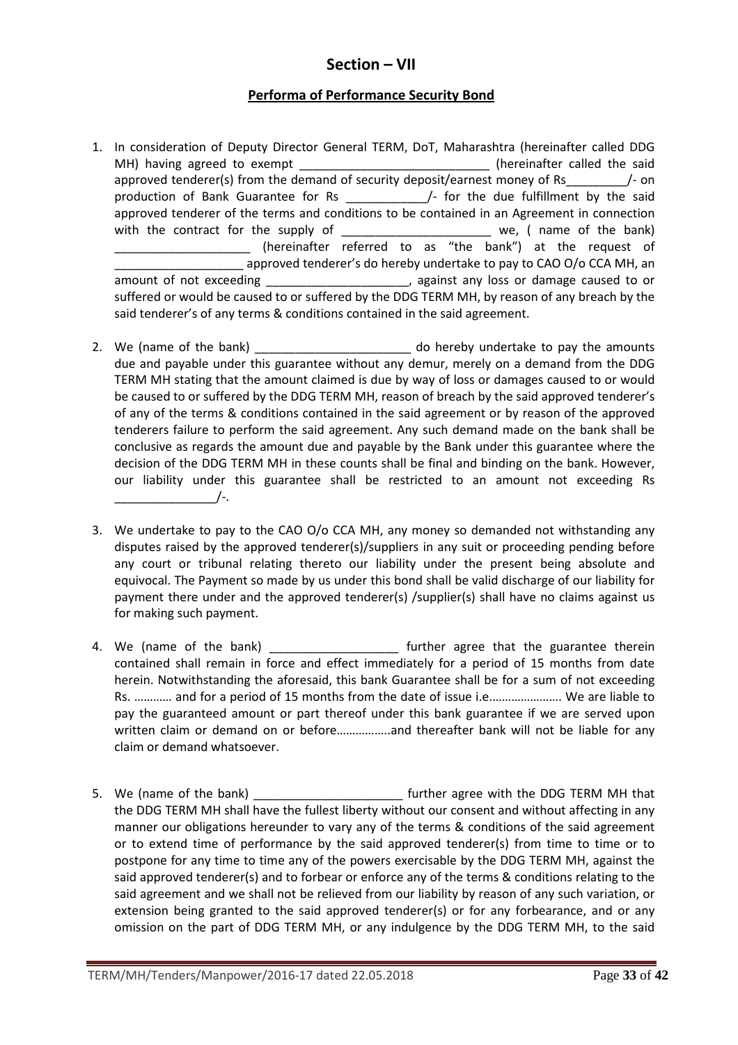## Section – VII

### Performa of Performance Security Bond

1. In consideration of Deputy Director General TERM, DoT, Maharashtra (hereinafter called DDG MH) having agreed to exempt ____________________________ (hereinafter called the said approved tenderer(s) from the demand of security deposit/earnest money of Rs_________/- on production of Bank Guarantee for Rs ____________/- for the due fulfillment by the said approved tenderer of the terms and conditions to be contained in an Agreement in connection with the contract for the supply of ______________________ we, ( name of the bank) ____________________ (hereinafter referred to as "the bank") at the request of ___________________ approved tenderer's do hereby undertake to pay to CAO O/o CCA MH, an amount of not exceeding _____________________, against any loss or damage caused to or suffered or would be caused to or suffered by the DDG TERM MH, by reason of any breach by the said tenderer's of any terms & conditions contained in the said agreement.

2. We (name of the bank) _______________________ do hereby undertake to pay the amounts due and payable under this guarantee without any demur, merely on a demand from the DDG TERM MH stating that the amount claimed is due by way of loss or damages caused to or would be caused to or suffered by the DDG TERM MH, reason of breach by the said approved tenderer's of any of the terms & conditions contained in the said agreement or by reason of the approved tenderers failure to perform the said agreement. Any such demand made on the bank shall be conclusive as regards the amount due and payable by the Bank under this guarantee where the decision of the DDG TERM MH in these counts shall be final and binding on the bank. However, our liability under this guarantee shall be restricted to an amount not exceeding Rs _______________/-.

3. We undertake to pay to the CAO O/o CCA MH, any money so demanded not withstanding any disputes raised by the approved tenderer(s)/suppliers in any suit or proceeding pending before any court or tribunal relating thereto our liability under the present being absolute and equivocal. The Payment so made by us under this bond shall be valid discharge of our liability for payment there under and the approved tenderer(s) /supplier(s) shall have no claims against us for making such payment.

4. We (name of the bank) ___________________ further agree that the guarantee therein contained shall remain in force and effect immediately for a period of 15 months from date herein. Notwithstanding the aforesaid, this bank Guarantee shall be for a sum of not exceeding Rs. ………… and for a period of 15 months from the date of issue i.e.…………………. We are liable to pay the guaranteed amount or part thereof under this bank guarantee if we are served upon written claim or demand on or before……………..and thereafter bank will not be liable for any claim or demand whatsoever.

5. We (name of the bank) ______________________ further agree with the DDG TERM MH that the DDG TERM MH shall have the fullest liberty without our consent and without affecting in any manner our obligations hereunder to vary any of the terms & conditions of the said agreement or to extend time of performance by the said approved tenderer(s) from time to time or to postpone for any time to time any of the powers exercisable by the DDG TERM MH, against the said approved tenderer(s) and to forbear or enforce any of the terms & conditions relating to the said agreement and we shall not be relieved from our liability by reason of any such variation, or extension being granted to the said approved tenderer(s) or for any forbearance, and or any omission on the part of DDG TERM MH, or any indulgence by the DDG TERM MH, to the said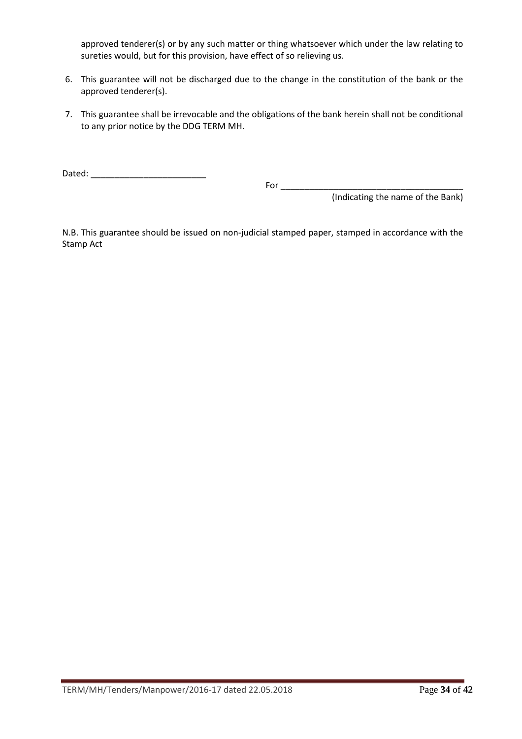approved tenderer(s) or by any such matter or thing whatsoever which under the law relating to sureties would, but for this provision, have effect of so relieving us.

6. This guarantee will not be discharged due to the change in the constitution of the bank or the approved tenderer(s).

7. This guarantee shall be irrevocable and the obligations of the bank herein shall not be conditional to any prior notice by the DDG TERM MH.

Dated: ________________________

For _______________________________________

(Indicating the name of the Bank)

N.B. This guarantee should be issued on non-judicial stamped paper, stamped in accordance with the Stamp Act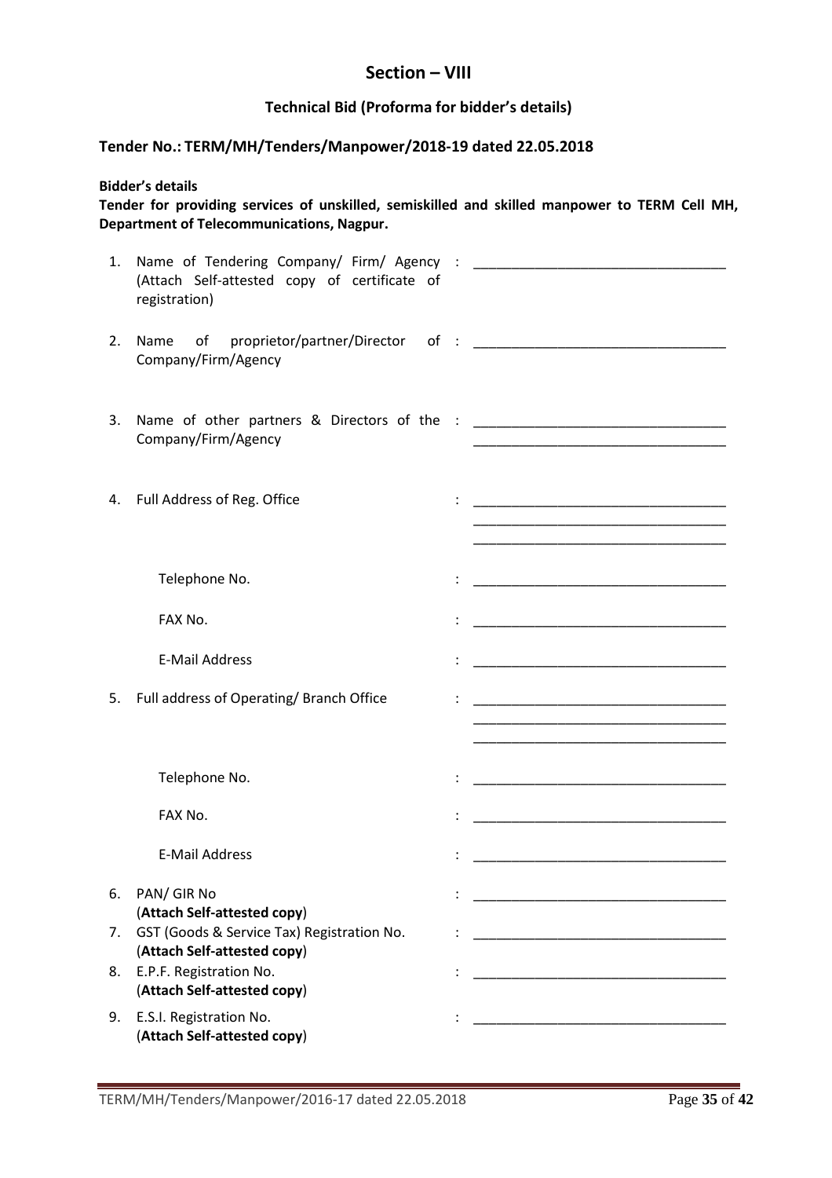## Section – VIII

### Technical Bid (Proforma for bidder's details)

**Tender No.: TERM/MH/Tenders/Manpower/2018-19 dated 22.05.2018**

**Bidder's details**

**Tender for providing services of unskilled, semiskilled and skilled manpower to TERM Cell MH, Department of Telecommunications, Nagpur.**

1. Name of Tendering Company/ Firm/ Agency (Attach Self-attested copy of certificate of registration) : ______________________________
2. Name of proprietor/partner/Director of Company/Firm/Agency : ______________________________
3. Name of other partners & Directors of the Company/Firm/Agency : ______________________________
   ______________________________
4. Full Address of Reg. Office : ______________________________
   ______________________________
   ______________________________

   Telephone No. : ______________________________

   FAX No. : ______________________________

   E-Mail Address : ______________________________
5. Full address of Operating/ Branch Office : ______________________________
   ______________________________
   ______________________________

   Telephone No. : ______________________________

   FAX No. : ______________________________

   E-Mail Address : ______________________________
6. PAN/ GIR No (**Attach Self-attested copy**) : ______________________________
7. GST (Goods & Service Tax) Registration No. (**Attach Self-attested copy**) : ______________________________
8. E.P.F. Registration No. (**Attach Self-attested copy**) : ______________________________
9. E.S.I. Registration No. (**Attach Self-attested copy**) : ______________________________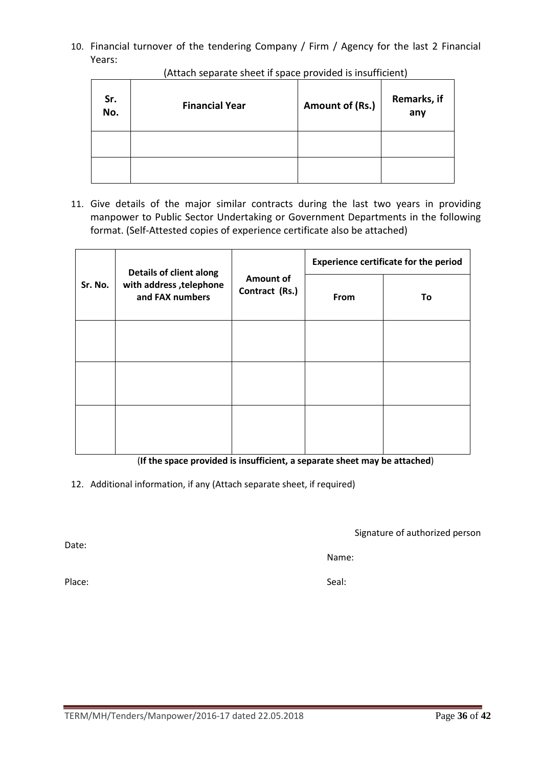10. Financial turnover of the tendering Company / Firm / Agency for the last 2 Financial Years:

(Attach separate sheet if space provided is insufficient)

| Sr. No. | Financial Year | Amount of (Rs.) | Remarks, if any |
|---|---|---|---|
| | | | |
| | | | |

11. Give details of the major similar contracts during the last two years in providing manpower to Public Sector Undertaking or Government Departments in the following format. (Self-Attested copies of experience certificate also be attached)

| Sr. No. | Details of client along with address ,telephone and FAX numbers | Amount of Contract (Rs.) | Experience certificate for the period | |
|---|---|---|---|---|
| | | | From | To |
| | | | | |
| | | | | |
| | | | | |

(**If the space provided is insufficient, a separate sheet may be attached**)

12. Additional information, if any (Attach separate sheet, if required)

Signature of authorized person

Date:

Name:

Place:

Seal:

TERM/MH/Tenders/Manpower/2016-17 dated 22.05.2018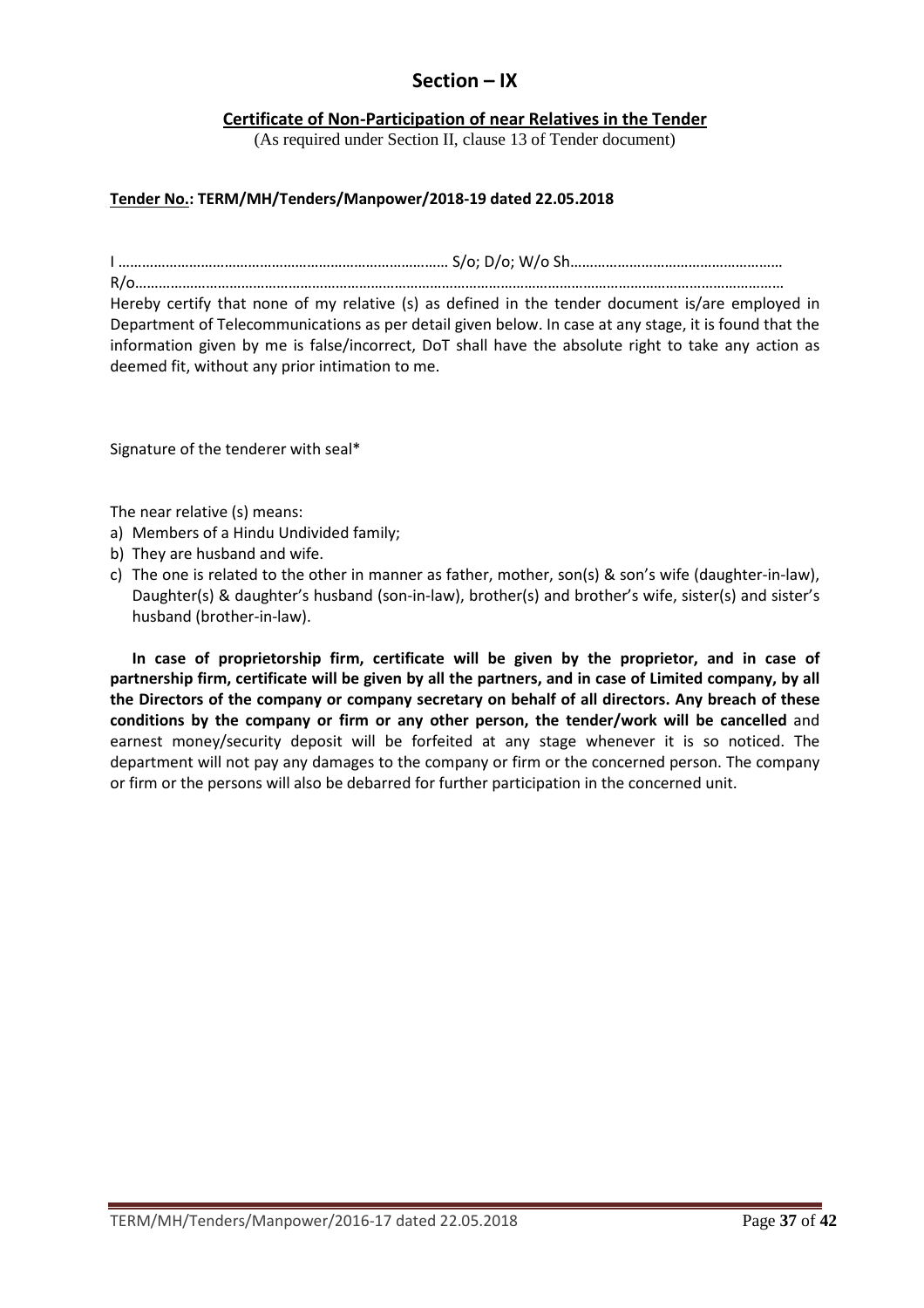# Section – IX

## Certificate of Non-Participation of near Relatives in the Tender

(As required under Section II, clause 13 of Tender document)

**Tender No.: TERM/MH/Tenders/Manpower/2018-19 dated 22.05.2018**

I ………………………………………………………………………… S/o; D/o; W/o Sh……………………………………………
R/o…………………………………………………………………………………………………………………………………………

Hereby certify that none of my relative (s) as defined in the tender document is/are employed in Department of Telecommunications as per detail given below. In case at any stage, it is found that the information given by me is false/incorrect, DoT shall have the absolute right to take any action as deemed fit, without any prior intimation to me.

Signature of the tenderer with seal*

The near relative (s) means:

a) Members of a Hindu Undivided family;
b) They are husband and wife.
c) The one is related to the other in manner as father, mother, son(s) & son's wife (daughter-in-law), Daughter(s) & daughter's husband (son-in-law), brother(s) and brother's wife, sister(s) and sister's husband (brother-in-law).

**In case of proprietorship firm, certificate will be given by the proprietor, and in case of partnership firm, certificate will be given by all the partners, and in case of Limited company, by all the Directors of the company or company secretary on behalf of all directors. Any breach of these conditions by the company or firm or any other person, the tender/work will be cancelled** and earnest money/security deposit will be forfeited at any stage whenever it is so noticed. The department will not pay any damages to the company or firm or the concerned person. The company or firm or the persons will also be debarred for further participation in the concerned unit.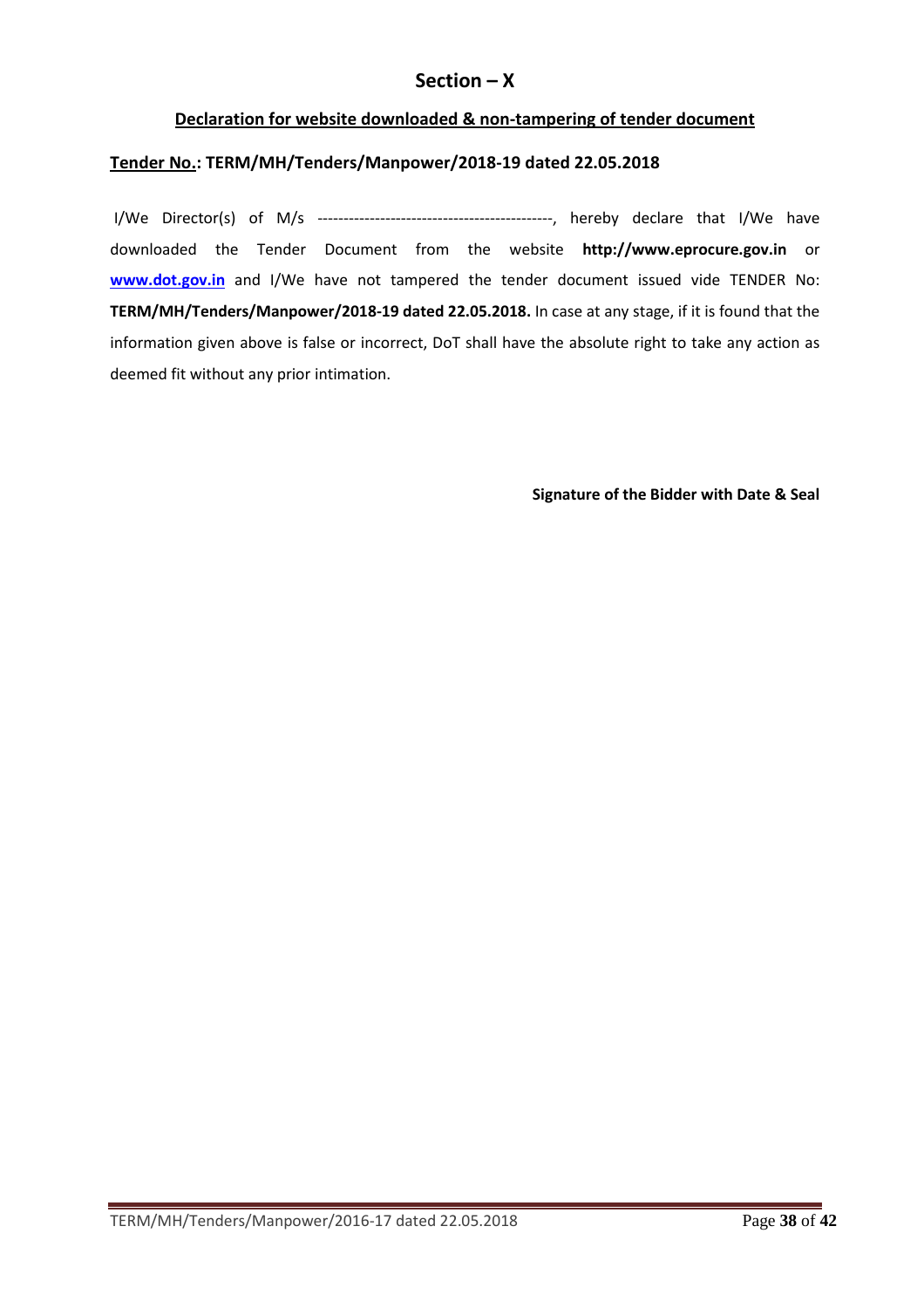## Section – X

**Declaration for website downloaded & non-tampering of tender document**

**Tender No.: TERM/MH/Tenders/Manpower/2018-19 dated 22.05.2018**

I/We Director(s) of M/s ---------------------------------------------, hereby declare that I/We have downloaded the Tender Document from the website **http://www.eprocure.gov.in** or **www.dot.gov.in** and I/We have not tampered the tender document issued vide TENDER No: **TERM/MH/Tenders/Manpower/2018-19 dated 22.05.2018.** In case at any stage, if it is found that the information given above is false or incorrect, DoT shall have the absolute right to take any action as deemed fit without any prior intimation.

**Signature of the Bidder with Date & Seal**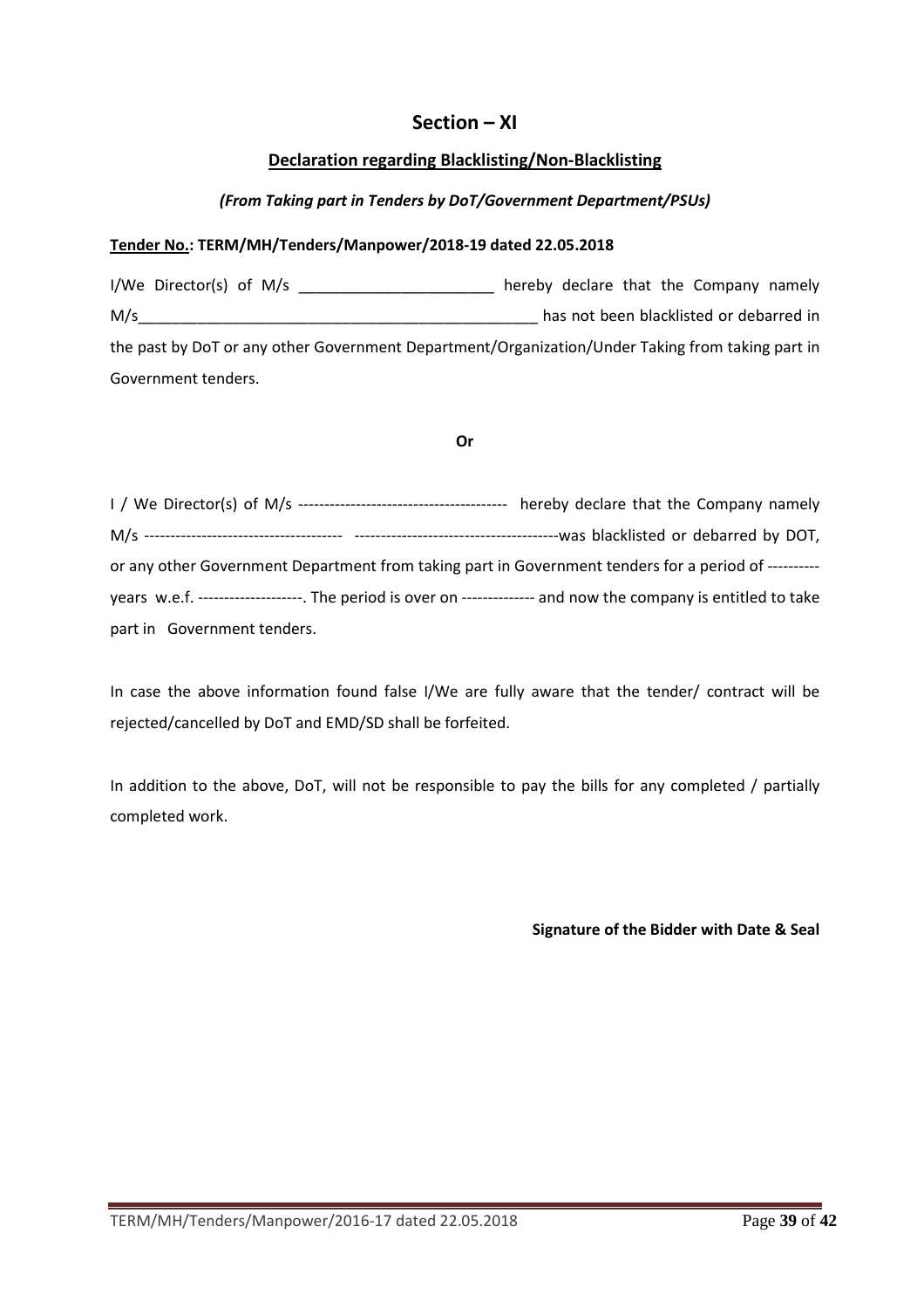# Section – XI

## Declaration regarding Blacklisting/Non-Blacklisting

***(From Taking part in Tenders by DoT/Government Department/PSUs)***

**Tender No.: TERM/MH/Tenders/Manpower/2018-19 dated 22.05.2018**

I/We Director(s) of M/s _______________________ hereby declare that the Company namely M/s________________________________________________ has not been blacklisted or debarred in the past by DoT or any other Government Department/Organization/Under Taking from taking part in Government tenders.

**Or**

I / We Director(s) of M/s ---------------------------------------- hereby declare that the Company namely M/s -------------------------------------- ---------------------------------------was blacklisted or debarred by DOT, or any other Government Department from taking part in Government tenders for a period of ---------- years w.e.f. --------------------. The period is over on -------------- and now the company is entitled to take part in Government tenders.

In case the above information found false I/We are fully aware that the tender/ contract will be rejected/cancelled by DoT and EMD/SD shall be forfeited.

In addition to the above, DoT, will not be responsible to pay the bills for any completed / partially completed work.

**Signature of the Bidder with Date & Seal**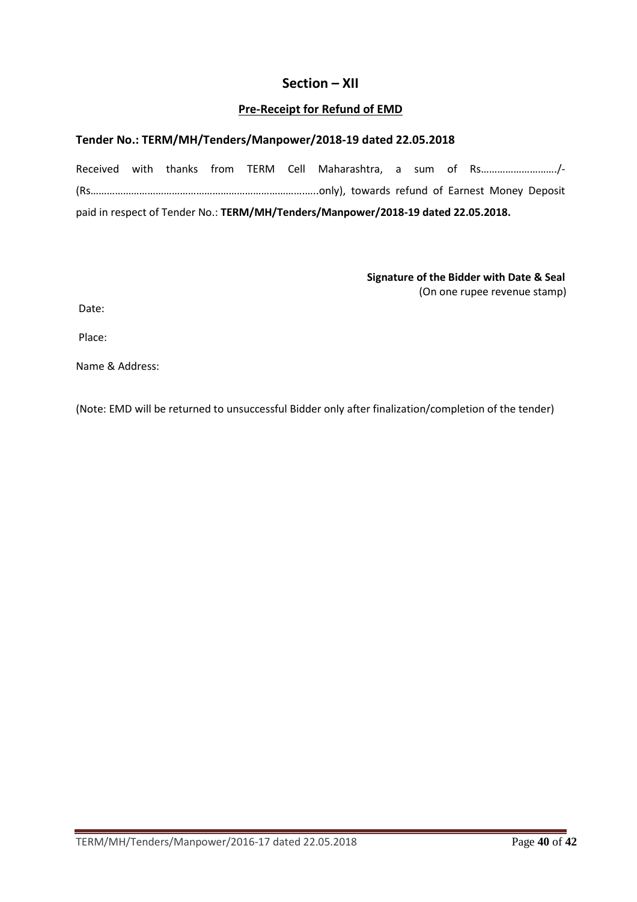# Section – XII

## Pre-Receipt for Refund of EMD

### Tender No.: TERM/MH/Tenders/Manpower/2018-19 dated 22.05.2018

Received with thanks from TERM Cell Maharashtra, a sum of Rs………………………./- (Rs……………………………………………………………………..only), towards refund of Earnest Money Deposit paid in respect of Tender No.: **TERM/MH/Tenders/Manpower/2018-19 dated 22.05.2018.**

**Signature of the Bidder with Date & Seal**
(On one rupee revenue stamp)

Date:

Place:

Name & Address:

(Note: EMD will be returned to unsuccessful Bidder only after finalization/completion of the tender)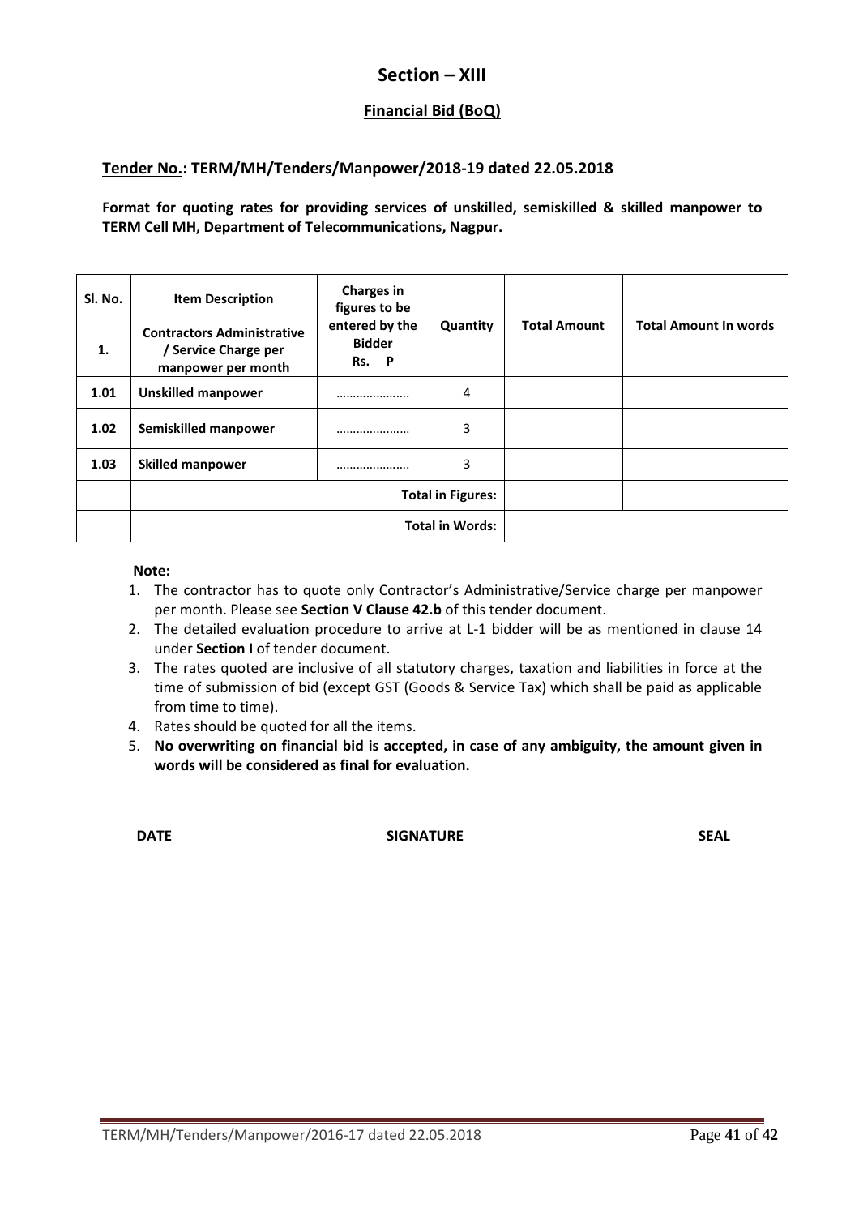# Section – XIII

## Financial Bid (BoQ)

**Tender No.: TERM/MH/Tenders/Manpower/2018-19 dated 22.05.2018**

**Format for quoting rates for providing services of unskilled, semiskilled & skilled manpower to TERM Cell MH, Department of Telecommunications, Nagpur.**

| Sl. No. | Item Description | Charges in figures to be entered by the Bidder Rs. P | Quantity | Total Amount | Total Amount In words |
|---|---|---|---|---|---|
| 1. | Contractors Administrative / Service Charge per manpower per month | | | | |
| 1.01 | Unskilled manpower | ………………… | 4 | | |
| 1.02 | Semiskilled manpower | ………………… | 3 | | |
| 1.03 | Skilled manpower | ………………… | 3 | | |
| | | | Total in Figures: | | |
| | | | Total in Words: | | |

**Note:**

1. The contractor has to quote only Contractor's Administrative/Service charge per manpower per month. Please see **Section V Clause 42.b** of this tender document.
2. The detailed evaluation procedure to arrive at L-1 bidder will be as mentioned in clause 14 under **Section I** of tender document.
3. The rates quoted are inclusive of all statutory charges, taxation and liabilities in force at the time of submission of bid (except GST (Goods & Service Tax) which shall be paid as applicable from time to time).
4. Rates should be quoted for all the items.
5. **No overwriting on financial bid is accepted, in case of any ambiguity, the amount given in words will be considered as final for evaluation.**

**DATE** **SIGNATURE** **SEAL**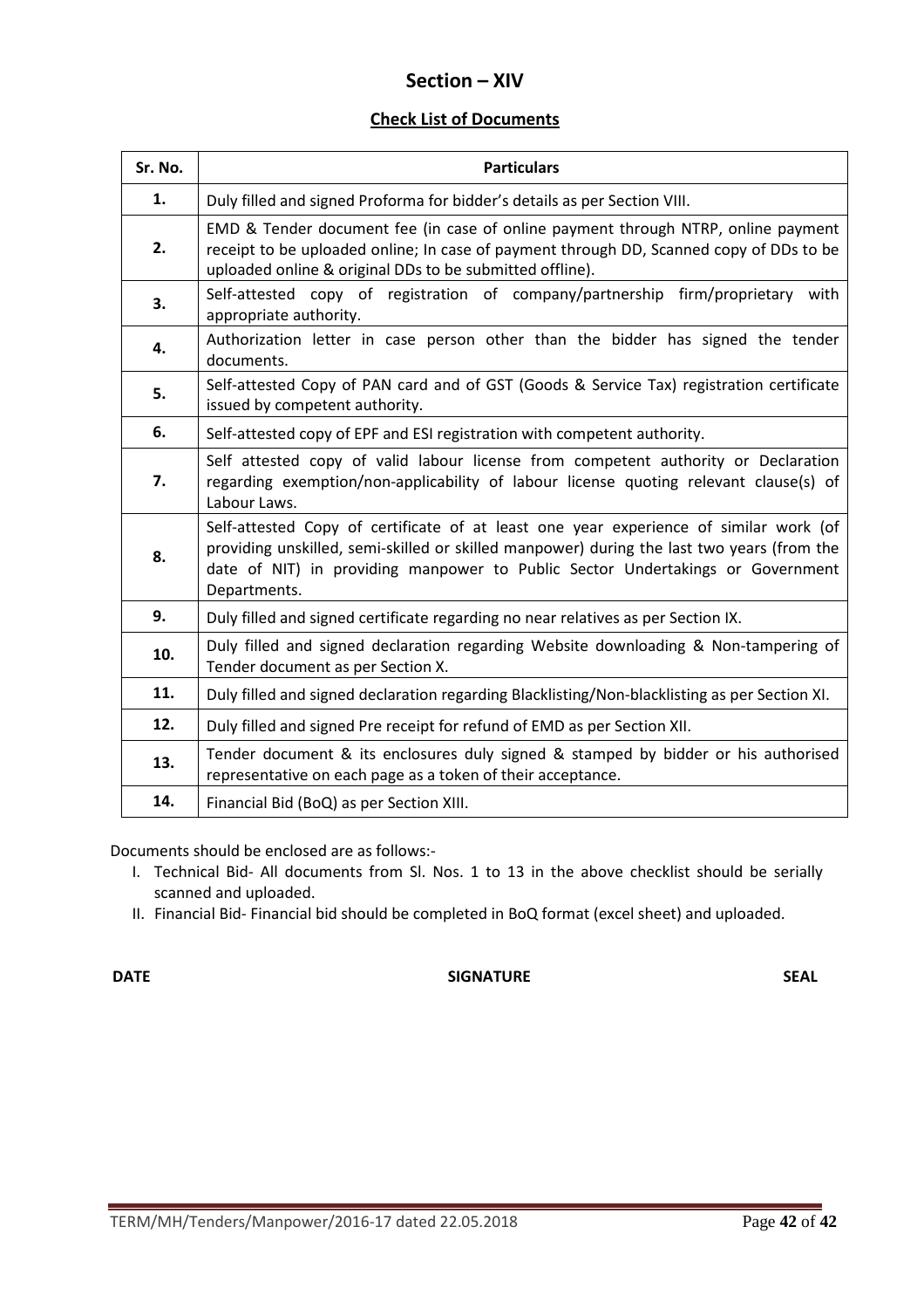# Section – XIV

## Check List of Documents

| Sr. No. | Particulars |
|---|---|
| 1. | Duly filled and signed Proforma for bidder's details as per Section VIII. |
| 2. | EMD & Tender document fee (in case of online payment through NTRP, online payment receipt to be uploaded online; In case of payment through DD, Scanned copy of DDs to be uploaded online & original DDs to be submitted offline). |
| 3. | Self-attested copy of registration of company/partnership firm/proprietary with appropriate authority. |
| 4. | Authorization letter in case person other than the bidder has signed the tender documents. |
| 5. | Self-attested Copy of PAN card and of GST (Goods & Service Tax) registration certificate issued by competent authority. |
| 6. | Self-attested copy of EPF and ESI registration with competent authority. |
| 7. | Self attested copy of valid labour license from competent authority or Declaration regarding exemption/non-applicability of labour license quoting relevant clause(s) of Labour Laws. |
| 8. | Self-attested Copy of certificate of at least one year experience of similar work (of providing unskilled, semi-skilled or skilled manpower) during the last two years (from the date of NIT) in providing manpower to Public Sector Undertakings or Government Departments. |
| 9. | Duly filled and signed certificate regarding no near relatives as per Section IX. |
| 10. | Duly filled and signed declaration regarding Website downloading & Non-tampering of Tender document as per Section X. |
| 11. | Duly filled and signed declaration regarding Blacklisting/Non-blacklisting as per Section XI. |
| 12. | Duly filled and signed Pre receipt for refund of EMD as per Section XII. |
| 13. | Tender document & its enclosures duly signed & stamped by bidder or his authorised representative on each page as a token of their acceptance. |
| 14. | Financial Bid (BoQ) as per Section XIII. |

Documents should be enclosed are as follows:-

I. Technical Bid- All documents from Sl. Nos. 1 to 13 in the above checklist should be serially scanned and uploaded.

II. Financial Bid- Financial bid should be completed in BoQ format (excel sheet) and uploaded.

**DATE** **SIGNATURE** **SEAL**